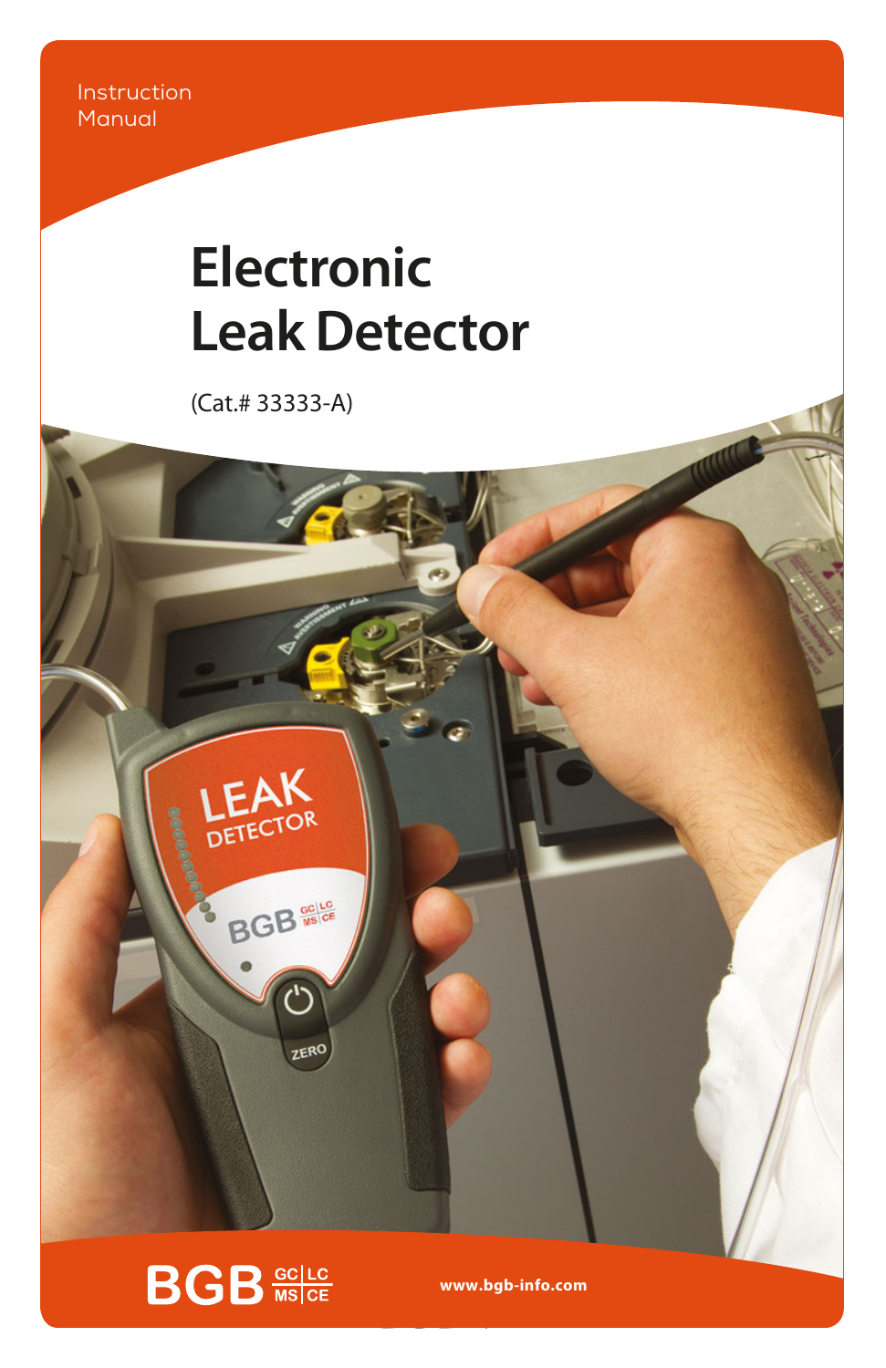Instruction
Manual

# Electronic Leak Detector

(Cat.# 33333-A)

BGB GC|LC MS|CE

www.bgb-info.com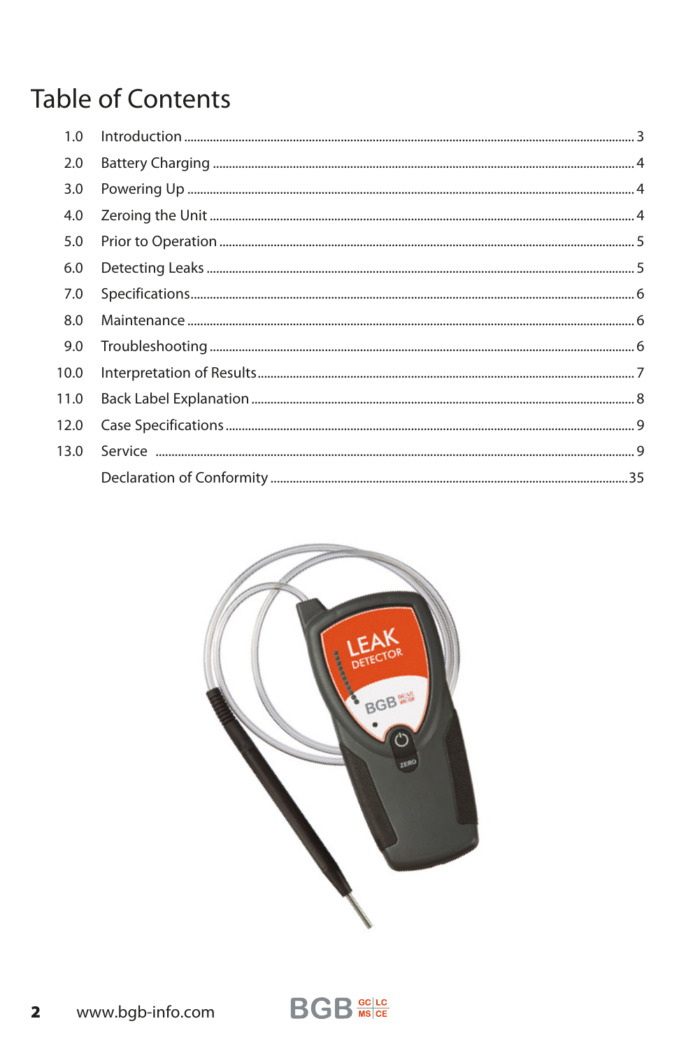# Table of Contents

| | | |
|---|---|---|
| 1.0 | Introduction | 3 |
| 2.0 | Battery Charging | 4 |
| 3.0 | Powering Up | 4 |
| 4.0 | Zeroing the Unit | 4 |
| 5.0 | Prior to Operation | 5 |
| 6.0 | Detecting Leaks | 5 |
| 7.0 | Specifications | 6 |
| 8.0 | Maintenance | 6 |
| 9.0 | Troubleshooting | 6 |
| 10.0 | Interpretation of Results | 7 |
| 11.0 | Back Label Explanation | 8 |
| 12.0 | Case Specifications | 9 |
| 13.0 | Service | 9 |
| | Declaration of Conformity | 35 |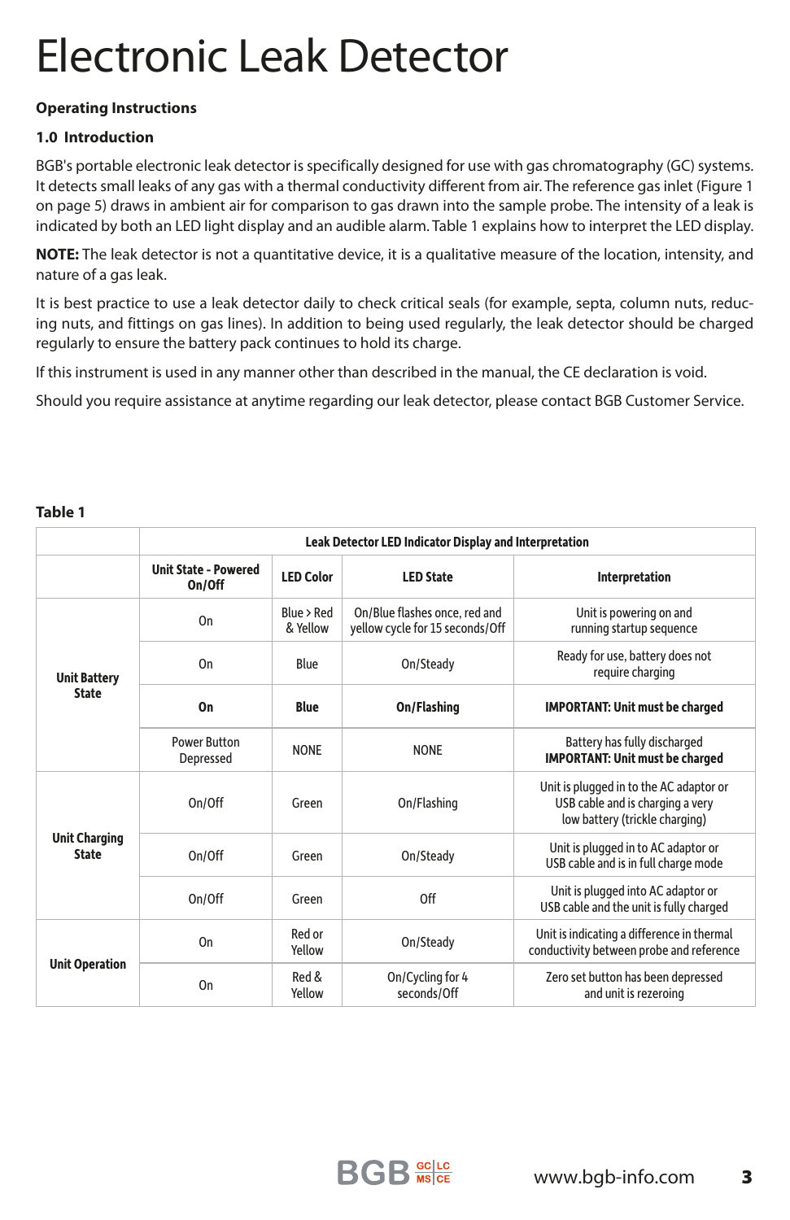# Electronic Leak Detector

**Operating Instructions**

**1.0 Introduction**

BGB's portable electronic leak detector is specifically designed for use with gas chromatography (GC) systems. It detects small leaks of any gas with a thermal conductivity different from air. The reference gas inlet (Figure 1 on page 5) draws in ambient air for comparison to gas drawn into the sample probe. The intensity of a leak is indicated by both an LED light display and an audible alarm. Table 1 explains how to interpret the LED display.

**NOTE:** The leak detector is not a quantitative device, it is a qualitative measure of the location, intensity, and nature of a gas leak.

It is best practice to use a leak detector daily to check critical seals (for example, septa, column nuts, reducing nuts, and fittings on gas lines). In addition to being used regularly, the leak detector should be charged regularly to ensure the battery pack continues to hold its charge.

If this instrument is used in any manner other than described in the manual, the CE declaration is void.

Should you require assistance at anytime regarding our leak detector, please contact BGB Customer Service.

**Table 1**

| | Leak Detector LED Indicator Display and Interpretation | | | |
|---|---|---|---|---|
| | **Unit State - Powered On/Off** | **LED Color** | **LED State** | **Interpretation** |
| **Unit Battery State** | On | Blue > Red & Yellow | On/Blue flashes once, red and yellow cycle for 15 seconds/Off | Unit is powering on and running startup sequence |
| | On | Blue | On/Steady | Ready for use, battery does not require charging |
| | **On** | **Blue** | **On/Flashing** | **IMPORTANT: Unit must be charged** |
| | Power Button Depressed | NONE | NONE | Battery has fully discharged **IMPORTANT: Unit must be charged** |
| **Unit Charging State** | On/Off | Green | On/Flashing | Unit is plugged in to the AC adaptor or USB cable and is charging a very low battery (trickle charging) |
| | On/Off | Green | On/Steady | Unit is plugged in to AC adaptor or USB cable and is in full charge mode |
| | On/Off | Green | Off | Unit is plugged into AC adaptor or USB cable and the unit is fully charged |
| **Unit Operation** | On | Red or Yellow | On/Steady | Unit is indicating a difference in thermal conductivity between probe and reference |
| | On | Red & Yellow | On/Cycling for 4 seconds/Off | Zero set button has been depressed and unit is rezeroing |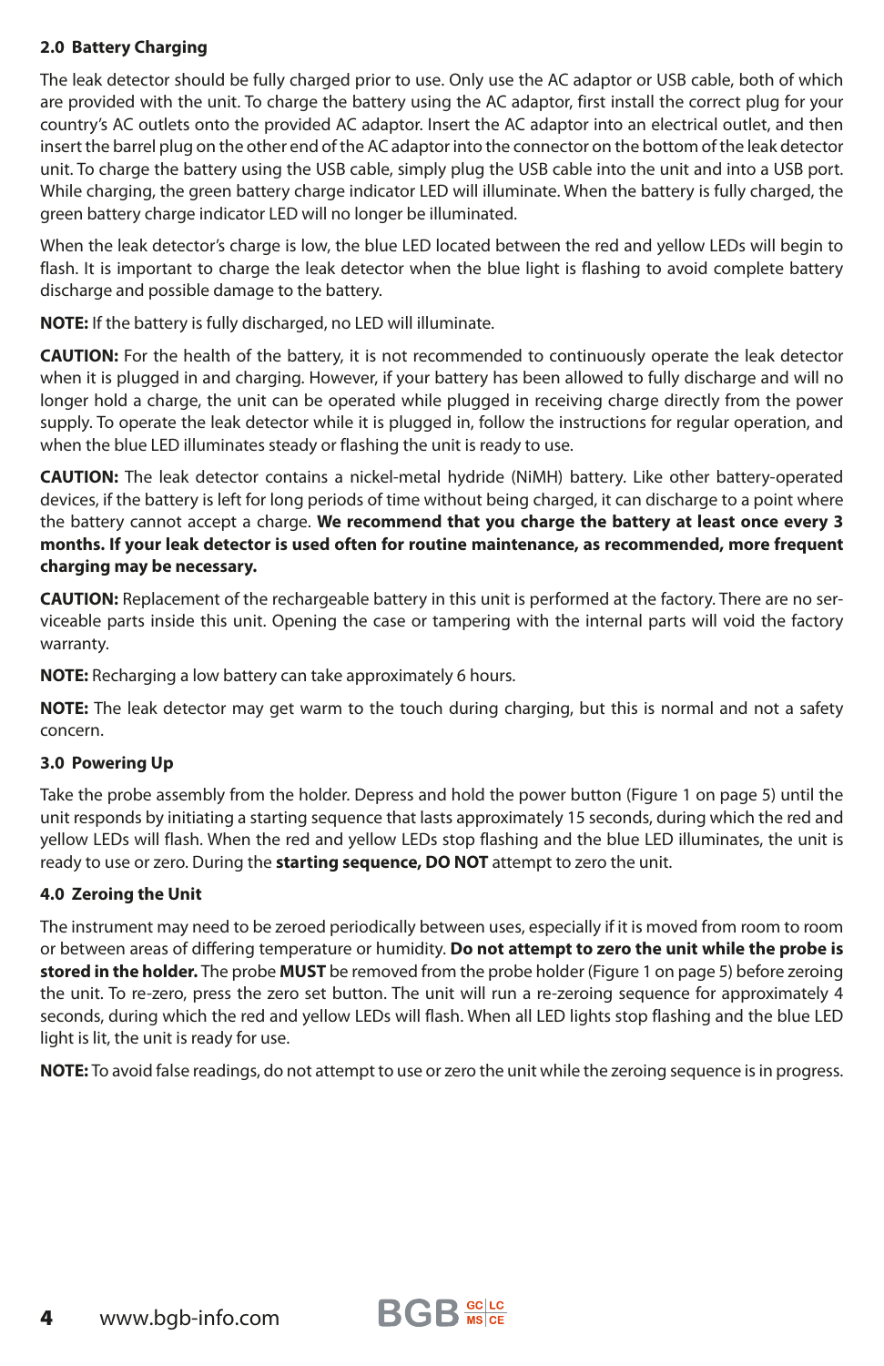## 2.0 Battery Charging

The leak detector should be fully charged prior to use. Only use the AC adaptor or USB cable, both of which are provided with the unit. To charge the battery using the AC adaptor, first install the correct plug for your country's AC outlets onto the provided AC adaptor. Insert the AC adaptor into an electrical outlet, and then insert the barrel plug on the other end of the AC adaptor into the connector on the bottom of the leak detector unit. To charge the battery using the USB cable, simply plug the USB cable into the unit and into a USB port. While charging, the green battery charge indicator LED will illuminate. When the battery is fully charged, the green battery charge indicator LED will no longer be illuminated.

When the leak detector's charge is low, the blue LED located between the red and yellow LEDs will begin to flash. It is important to charge the leak detector when the blue light is flashing to avoid complete battery discharge and possible damage to the battery.

**NOTE:** If the battery is fully discharged, no LED will illuminate.

**CAUTION:** For the health of the battery, it is not recommended to continuously operate the leak detector when it is plugged in and charging. However, if your battery has been allowed to fully discharge and will no longer hold a charge, the unit can be operated while plugged in receiving charge directly from the power supply. To operate the leak detector while it is plugged in, follow the instructions for regular operation, and when the blue LED illuminates steady or flashing the unit is ready to use.

**CAUTION:** The leak detector contains a nickel-metal hydride (NiMH) battery. Like other battery-operated devices, if the battery is left for long periods of time without being charged, it can discharge to a point where the battery cannot accept a charge. **We recommend that you charge the battery at least once every 3 months. If your leak detector is used often for routine maintenance, as recommended, more frequent charging may be necessary.**

**CAUTION:** Replacement of the rechargeable battery in this unit is performed at the factory. There are no serviceable parts inside this unit. Opening the case or tampering with the internal parts will void the factory warranty.

**NOTE:** Recharging a low battery can take approximately 6 hours.

**NOTE:** The leak detector may get warm to the touch during charging, but this is normal and not a safety concern.

## 3.0 Powering Up

Take the probe assembly from the holder. Depress and hold the power button (Figure 1 on page 5) until the unit responds by initiating a starting sequence that lasts approximately 15 seconds, during which the red and yellow LEDs will flash. When the red and yellow LEDs stop flashing and the blue LED illuminates, the unit is ready to use or zero. During the **starting sequence, DO NOT** attempt to zero the unit.

## 4.0 Zeroing the Unit

The instrument may need to be zeroed periodically between uses, especially if it is moved from room to room or between areas of differing temperature or humidity. **Do not attempt to zero the unit while the probe is stored in the holder.** The probe **MUST** be removed from the probe holder (Figure 1 on page 5) before zeroing the unit. To re-zero, press the zero set button. The unit will run a re-zeroing sequence for approximately 4 seconds, during which the red and yellow LEDs will flash. When all LED lights stop flashing and the blue LED light is lit, the unit is ready for use.

**NOTE:** To avoid false readings, do not attempt to use or zero the unit while the zeroing sequence is in progress.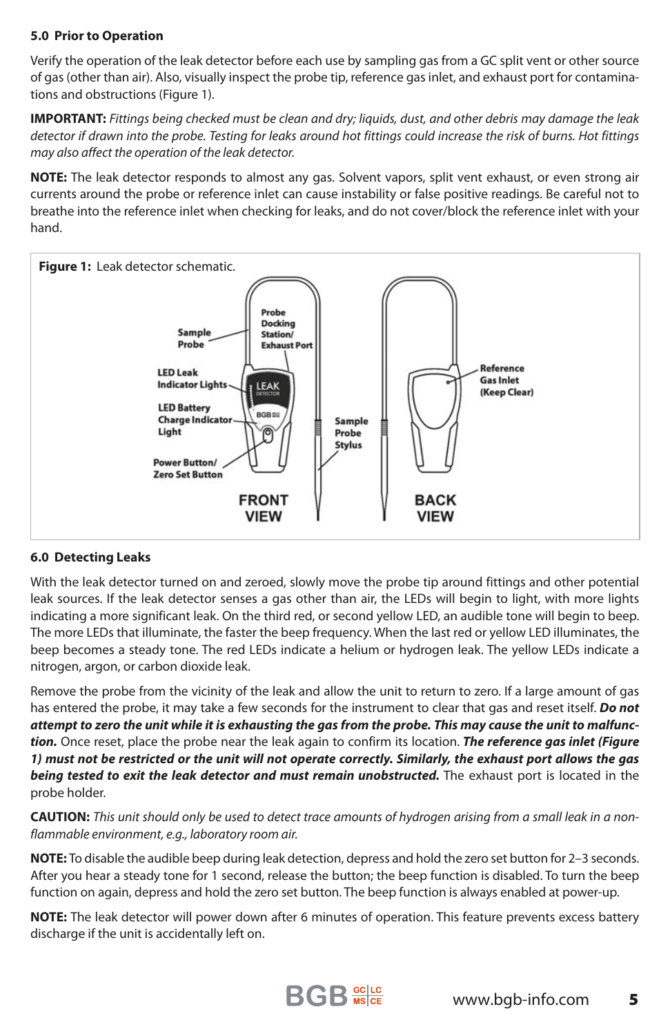## 5.0 Prior to Operation

Verify the operation of the leak detector before each use by sampling gas from a GC split vent or other source of gas (other than air). Also, visually inspect the probe tip, reference gas inlet, and exhaust port for contaminations and obstructions (Figure 1).

**IMPORTANT:** *Fittings being checked must be clean and dry; liquids, dust, and other debris may damage the leak detector if drawn into the probe. Testing for leaks around hot fittings could increase the risk of burns. Hot fittings may also affect the operation of the leak detector.*

**NOTE:** The leak detector responds to almost any gas. Solvent vapors, split vent exhaust, or even strong air currents around the probe or reference inlet can cause instability or false positive readings. Be careful not to breathe into the reference inlet when checking for leaks, and do not cover/block the reference inlet with your hand.

**Figure 1:** Leak detector schematic.

Sample Probe
Probe Docking Station/ Exhaust Port
LED Leak Indicator Lights
LED Battery Charge Indicator Light
Power Button/ Zero Set Button
Sample Probe Stylus
Reference Gas Inlet (Keep Clear)
FRONT VIEW
BACK VIEW

## 6.0 Detecting Leaks

With the leak detector turned on and zeroed, slowly move the probe tip around fittings and other potential leak sources. If the leak detector senses a gas other than air, the LEDs will begin to light, with more lights indicating a more significant leak. On the third red, or second yellow LED, an audible tone will begin to beep. The more LEDs that illuminate, the faster the beep frequency. When the last red or yellow LED illuminates, the beep becomes a steady tone. The red LEDs indicate a helium or hydrogen leak. The yellow LEDs indicate a nitrogen, argon, or carbon dioxide leak.

Remove the probe from the vicinity of the leak and allow the unit to return to zero. If a large amount of gas has entered the probe, it may take a few seconds for the instrument to clear that gas and reset itself. ***Do not attempt to zero the unit while it is exhausting the gas from the probe. This may cause the unit to malfunction.*** Once reset, place the probe near the leak again to confirm its location. ***The reference gas inlet (Figure 1) must not be restricted or the unit will not operate correctly. Similarly, the exhaust port allows the gas being tested to exit the leak detector and must remain unobstructed.*** The exhaust port is located in the probe holder.

**CAUTION:** *This unit should only be used to detect trace amounts of hydrogen arising from a small leak in a non-flammable environment, e.g., laboratory room air.*

**NOTE:** To disable the audible beep during leak detection, depress and hold the zero set button for 2–3 seconds. After you hear a steady tone for 1 second, release the button; the beep function is disabled. To turn the beep function on again, depress and hold the zero set button. The beep function is always enabled at power-up.

**NOTE:** The leak detector will power down after 6 minutes of operation. This feature prevents excess battery discharge if the unit is accidentally left on.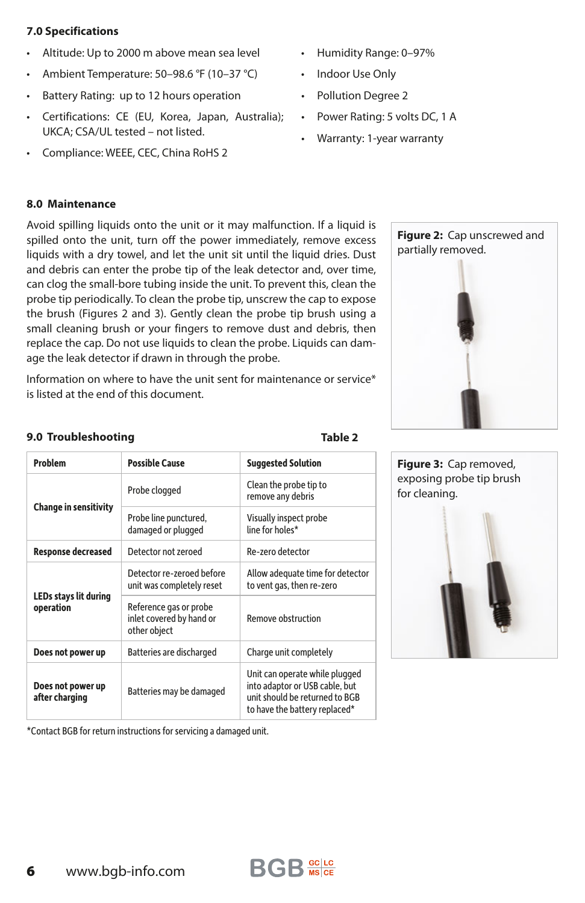## 7.0 Specifications

- Altitude: Up to 2000 m above mean sea level
- Ambient Temperature: 50–98.6 °F (10–37 °C)
- Battery Rating: up to 12 hours operation
- Certifications: CE (EU, Korea, Japan, Australia); UKCA; CSA/UL tested – not listed.
- Compliance: WEEE, CEC, China RoHS 2
- Humidity Range: 0–97%
- Indoor Use Only
- Pollution Degree 2
- Power Rating: 5 volts DC, 1 A
- Warranty: 1-year warranty

## 8.0 Maintenance

Avoid spilling liquids onto the unit or it may malfunction. If a liquid is spilled onto the unit, turn off the power immediately, remove excess liquids with a dry towel, and let the unit sit until the liquid dries. Dust and debris can enter the probe tip of the leak detector and, over time, can clog the small-bore tubing inside the unit. To prevent this, clean the probe tip periodically. To clean the probe tip, unscrew the cap to expose the brush (Figures 2 and 3). Gently clean the probe tip brush using a small cleaning brush or your fingers to remove dust and debris, then replace the cap. Do not use liquids to clean the probe. Liquids can damage the leak detector if drawn in through the probe.

Information on where to have the unit sent for maintenance or service* is listed at the end of this document.

**Figure 2:** Cap unscrewed and partially removed.

**Figure 3:** Cap removed, exposing probe tip brush for cleaning.

## 9.0 Troubleshooting

**Table 2**

| Problem | Possible Cause | Suggested Solution |
|---|---|---|
| **Change in sensitivity** | Probe clogged | Clean the probe tip to remove any debris |
| | Probe line punctured, damaged or plugged | Visually inspect probe line for holes* |
| **Response decreased** | Detector not zeroed | Re-zero detector |
| **LEDs stays lit during operation** | Detector re-zeroed before unit was completely reset | Allow adequate time for detector to vent gas, then re-zero |
| | Reference gas or probe inlet covered by hand or other object | Remove obstruction |
| **Does not power up** | Batteries are discharged | Charge unit completely |
| **Does not power up after charging** | Batteries may be damaged | Unit can operate while plugged into adaptor or USB cable, but unit should be returned to BGB to have the battery replaced* |

*Contact BGB for return instructions for servicing a damaged unit.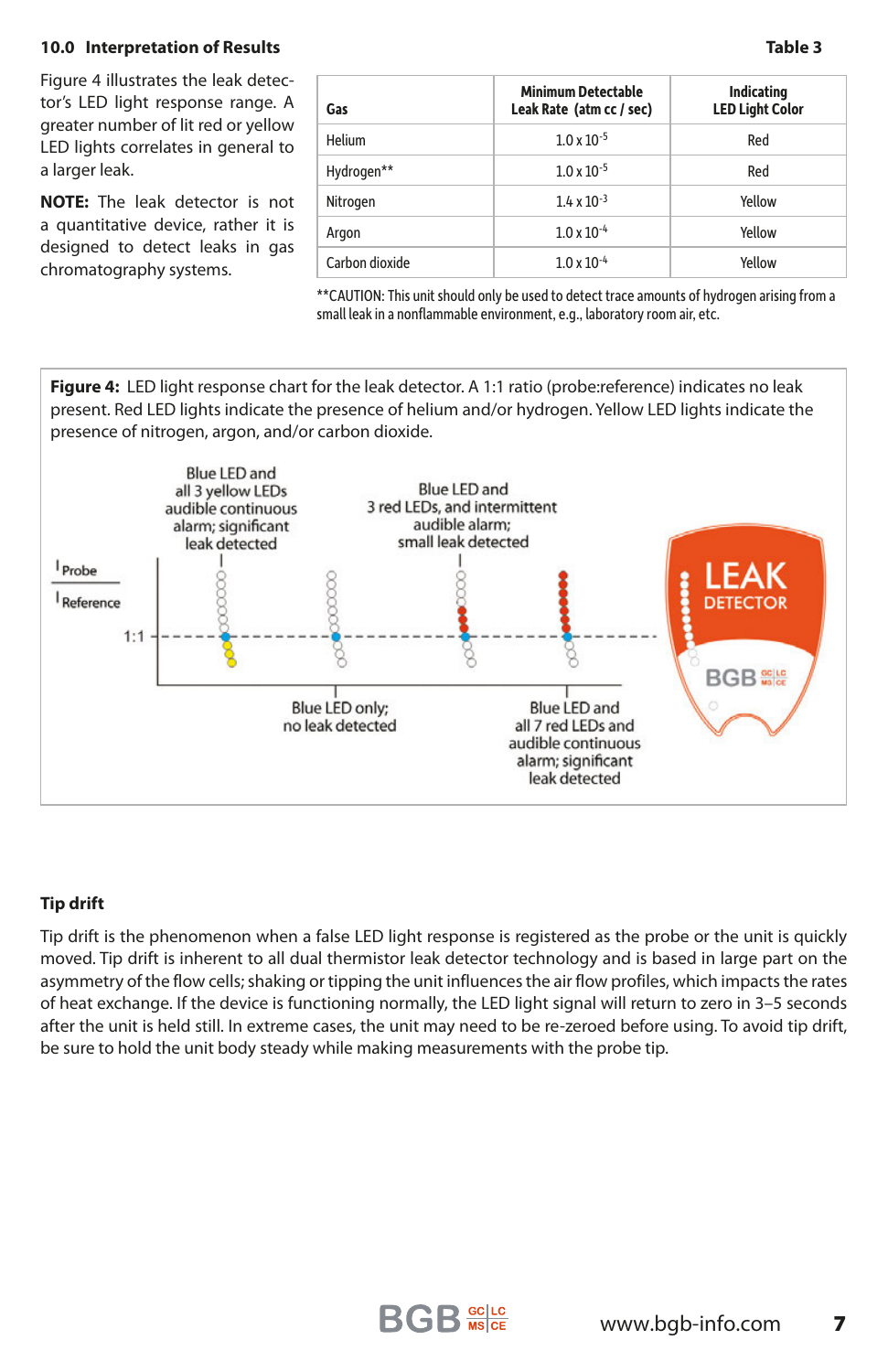## 10.0 Interpretation of Results

Figure 4 illustrates the leak detector's LED light response range. A greater number of lit red or yellow LED lights correlates in general to a larger leak.

**NOTE:** The leak detector is not a quantitative device, rather it is designed to detect leaks in gas chromatography systems.

**Table 3**

| Gas | Minimum Detectable Leak Rate (atm cc / sec) | Indicating LED Light Color |
|---|---|---|
| Helium | $1.0 \times 10^{-5}$ | Red |
| Hydrogen** | $1.0 \times 10^{-5}$ | Red |
| Nitrogen | $1.4 \times 10^{-3}$ | Yellow |
| Argon | $1.0 \times 10^{-4}$ | Yellow |
| Carbon dioxide | $1.0 \times 10^{-4}$ | Yellow |

**CAUTION: This unit should only be used to detect trace amounts of hydrogen arising from a small leak in a nonflammable environment, e.g., laboratory room air, etc.

**Figure 4:** LED light response chart for the leak detector. A 1:1 ratio (probe:reference) indicates no leak present. Red LED lights indicate the presence of helium and/or hydrogen. Yellow LED lights indicate the presence of nitrogen, argon, and/or carbon dioxide.

I Probe

I Reference

1:1

Blue LED and all 3 yellow LEDs audible continuous alarm; significant leak detected

Blue LED only; no leak detected

Blue LED and 3 red LEDs, and intermittent audible alarm; small leak detected

Blue LED and all 7 red LEDs and audible continuous alarm; significant leak detected

LEAK DETECTOR

BGB

### Tip drift

Tip drift is the phenomenon when a false LED light response is registered as the probe or the unit is quickly moved. Tip drift is inherent to all dual thermistor leak detector technology and is based in large part on the asymmetry of the flow cells; shaking or tipping the unit influences the air flow profiles, which impacts the rates of heat exchange. If the device is functioning normally, the LED light signal will return to zero in 3–5 seconds after the unit is held still. In extreme cases, the unit may need to be re-zeroed before using. To avoid tip drift, be sure to hold the unit body steady while making measurements with the probe tip.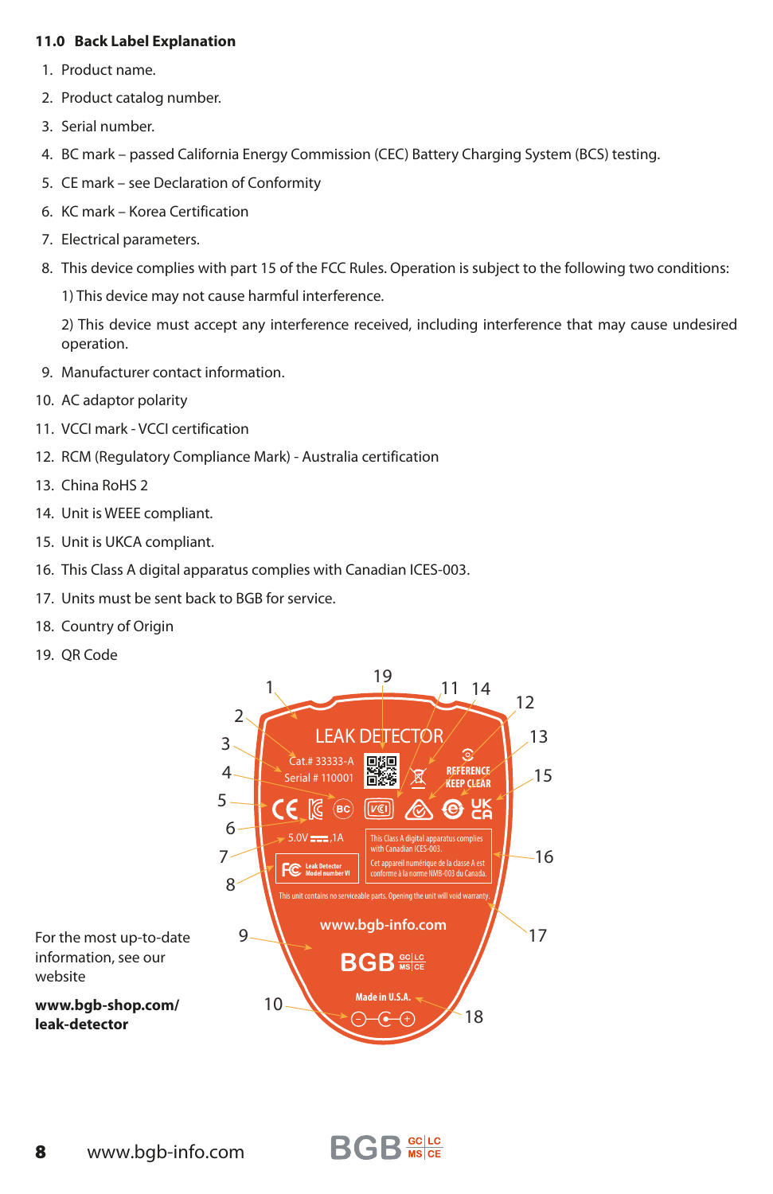## 11.0 Back Label Explanation

1. Product name.
2. Product catalog number.
3. Serial number.
4. BC mark – passed California Energy Commission (CEC) Battery Charging System (BCS) testing.
5. CE mark – see Declaration of Conformity
6. KC mark – Korea Certification
7. Electrical parameters.
8. This device complies with part 15 of the FCC Rules. Operation is subject to the following two conditions:

   1) This device may not cause harmful interference.

   2) This device must accept any interference received, including interference that may cause undesired operation.
9. Manufacturer contact information.
10. AC adaptor polarity
11. VCCI mark - VCCI certification
12. RCM (Regulatory Compliance Mark) - Australia certification
13. China RoHS 2
14. Unit is WEEE compliant.
15. Unit is UKCA compliant.
16. This Class A digital apparatus complies with Canadian ICES-003.
17. Units must be sent back to BGB for service.
18. Country of Origin
19. QR Code

LEAK DETECTOR

Cat.# 33333-A

Serial # 110001

REFERENCE KEEP CLEAR

5.0V ⎓ ,1A

Leak Detector Model number VI

This Class A digital apparatus complies with Canadian ICES-003.

Cet appareil numérique de la classe A est conforme à la norme NMB-003 du Canada.

This unit contains no serviceable parts. Opening the unit will void warranty.

www.bgb-info.com

BGB GC LC MS CE

Made in U.S.A.

For the most up-to-date information, see our website

**www.bgb-shop.com/leak-detector**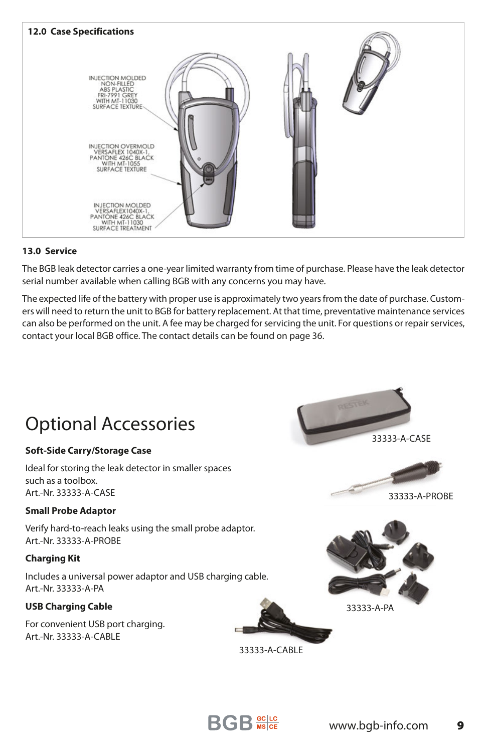## 12.0 Case Specifications

INJECTION MOLDED NON-FILLED ABS PLASTIC FRI-7991 GREY WITH MT-11030 SURFACE TEXTURE

INJECTION OVERMOLD VERSAFLEX 1040X-1, PANTONE 426C BLACK WITH MT-1055 SURFACE TEXTURE

INJECTION MOLDED VERSAFLEX1040X-1, PANTONE 426C BLACK WITH MT-11030 SURFACE TREATMENT

## 13.0 Service

The BGB leak detector carries a one-year limited warranty from time of purchase. Please have the leak detector serial number available when calling BGB with any concerns you may have.

The expected life of the battery with proper use is approximately two years from the date of purchase. Customers will need to return the unit to BGB for battery replacement. At that time, preventative maintenance services can also be performed on the unit. A fee may be charged for servicing the unit. For questions or repair services, contact your local BGB office. The contact details can be found on page 36.

# Optional Accessories

### Soft-Side Carry/Storage Case

Ideal for storing the leak detector in smaller spaces such as a toolbox.
Art.-Nr. 33333-A-CASE

### Small Probe Adaptor

Verify hard-to-reach leaks using the small probe adaptor.
Art.-Nr. 33333-A-PROBE

### Charging Kit

Includes a universal power adaptor and USB charging cable.
Art.-Nr. 33333-A-PA

### USB Charging Cable

For convenient USB port charging.
Art.-Nr. 33333-A-CABLE

33333-A-CASE

33333-A-PROBE

33333-A-PA

33333-A-CABLE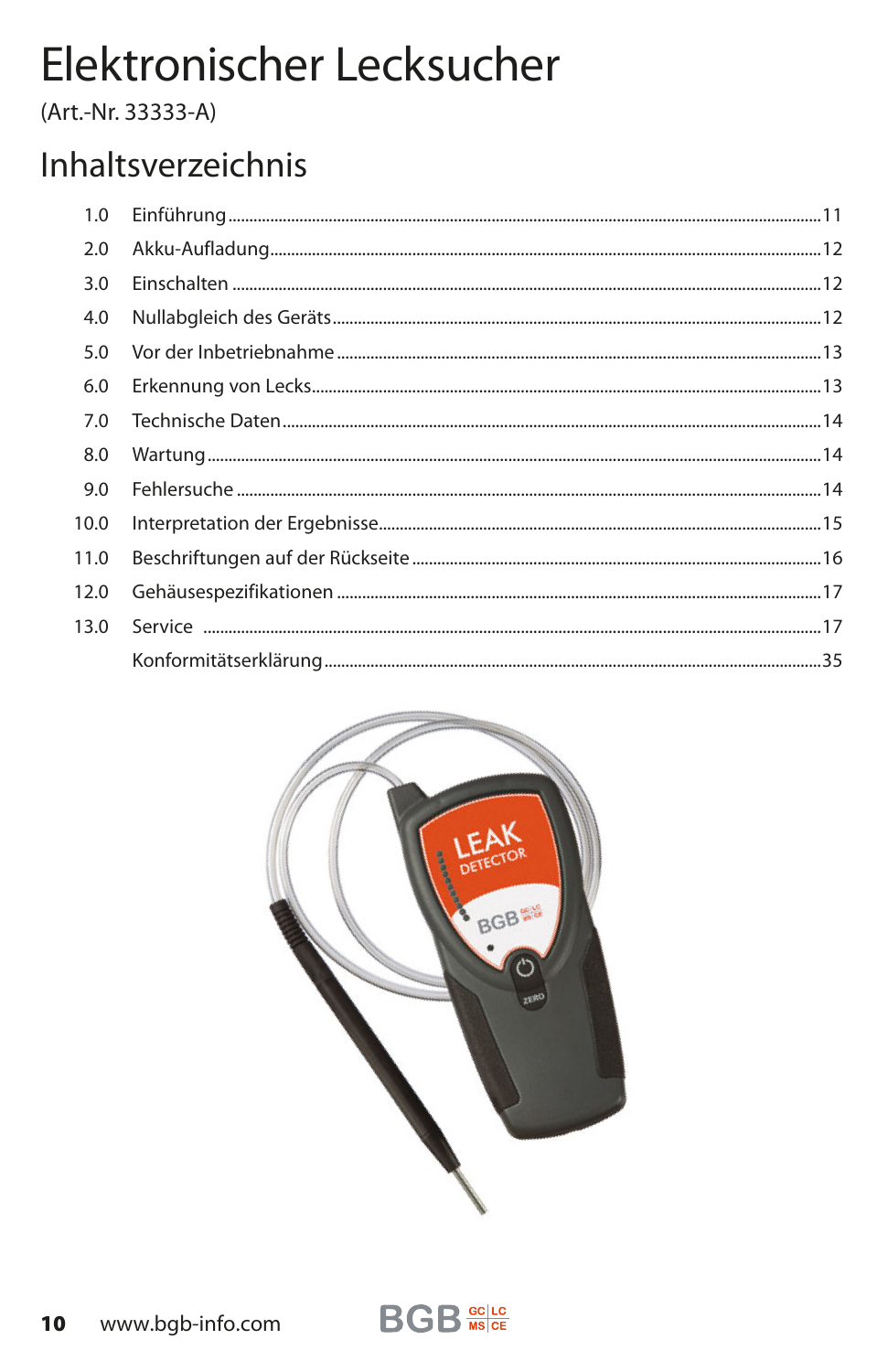# Elektronischer Lecksucher

(Art.-Nr. 33333-A)

## Inhaltsverzeichnis

| | | |
|---|---|---|
| 1.0 | Einführung | 11 |
| 2.0 | Akku-Aufladung | 12 |
| 3.0 | Einschalten | 12 |
| 4.0 | Nullabgleich des Geräts | 12 |
| 5.0 | Vor der Inbetriebnahme | 13 |
| 6.0 | Erkennung von Lecks | 13 |
| 7.0 | Technische Daten | 14 |
| 8.0 | Wartung | 14 |
| 9.0 | Fehlersuche | 14 |
| 10.0 | Interpretation der Ergebnisse | 15 |
| 11.0 | Beschriftungen auf der Rückseite | 16 |
| 12.0 | Gehäusespezifikationen | 17 |
| 13.0 | Service | 17 |
| | Konformitätserklärung | 35 |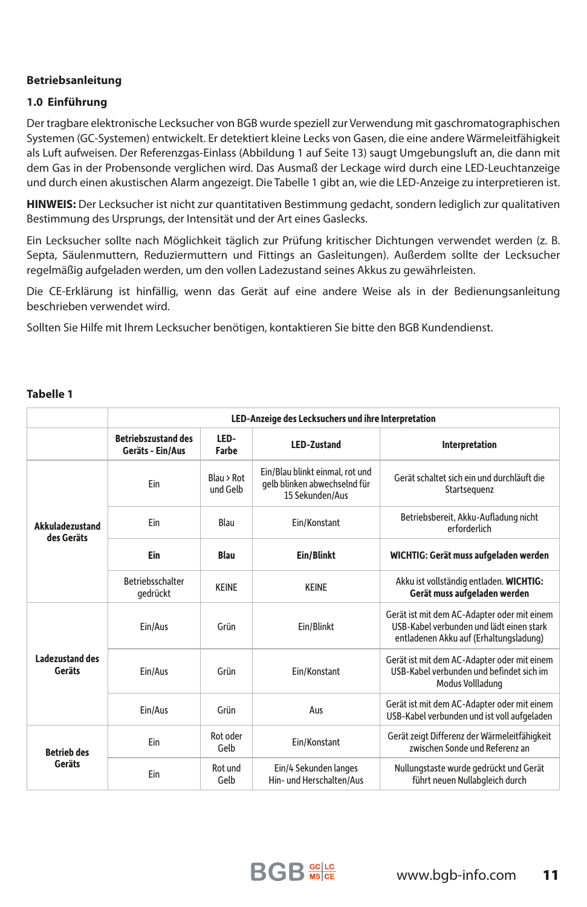**Betriebsanleitung**

## 1.0 Einführung

Der tragbare elektronische Lecksucher von BGB wurde speziell zur Verwendung mit gaschromatographischen Systemen (GC-Systemen) entwickelt. Er detektiert kleine Lecks von Gasen, die eine andere Wärmeleitfähigkeit als Luft aufweisen. Der Referenzgas-Einlass (Abbildung 1 auf Seite 13) saugt Umgebungsluft an, die dann mit dem Gas in der Probensonde verglichen wird. Das Ausmaß der Leckage wird durch eine LED-Leuchtanzeige und durch einen akustischen Alarm angezeigt. Die Tabelle 1 gibt an, wie die LED-Anzeige zu interpretieren ist.

**HINWEIS:** Der Lecksucher ist nicht zur quantitativen Bestimmung gedacht, sondern lediglich zur qualitativen Bestimmung des Ursprungs, der Intensität und der Art eines Gaslecks.

Ein Lecksucher sollte nach Möglichkeit täglich zur Prüfung kritischer Dichtungen verwendet werden (z. B. Septa, Säulenmuttern, Reduziermuttern und Fittings an Gasleitungen). Außerdem sollte der Lecksucher regelmäßig aufgeladen werden, um den vollen Ladezustand seines Akkus zu gewährleisten.

Die CE-Erklärung ist hinfällig, wenn das Gerät auf eine andere Weise als in der Bedienungsanleitung beschrieben verwendet wird.

Sollten Sie Hilfe mit Ihrem Lecksucher benötigen, kontaktieren Sie bitte den BGB Kundendienst.

**Tabelle 1**

| | LED-Anzeige des Lecksuchers und ihre Interpretation | | | |
|---|---|---|---|---|
| | **Betriebszustand des Geräts - Ein/Aus** | **LED-Farbe** | **LED-Zustand** | **Interpretation** |
| **Akkuladezustand des Geräts** | Ein | Blau > Rot und Gelb | Ein/Blau blinkt einmal, rot und gelb blinken abwechselnd für 15 Sekunden/Aus | Gerät schaltet sich ein und durchläuft die Startsequenz |
| | Ein | Blau | Ein/Konstant | Betriebsbereit, Akku-Aufladung nicht erforderlich |
| | **Ein** | **Blau** | **Ein/Blink** | **WICHTIG: Gerät muss aufgeladen werden** |
| | Betriebsschalter gedrückt | KEINE | KEINE | Akku ist vollständig entladen. **WICHTIG: Gerät muss aufgeladen werden** |
| **Ladezustand des Geräts** | Ein/Aus | Grün | Ein/Blink | Gerät ist mit dem AC-Adapter oder mit einem USB-Kabel verbunden und lädt einen stark entladenen Akku auf (Erhaltungsladung) |
| | Ein/Aus | Grün | Ein/Konstant | Gerät ist mit dem AC-Adapter oder mit einem USB-Kabel verbunden und befindet sich im Modus Vollladung |
| | Ein/Aus | Grün | Aus | Gerät ist mit dem AC-Adapter oder mit einem USB-Kabel verbunden und ist voll aufgeladen |
| **Betrieb des Geräts** | Ein | Rot oder Gelb | Ein/Konstant | Gerät zeigt Differenz der Wärmeleitfähigkeit zwischen Sonde und Referenz an |
| | Ein | Rot und Gelb | Ein/4 Sekunden langes Hin- und Herschalten/Aus | Nullungstaste wurde gedrückt und Gerät führt neuen Nullabgleich durch |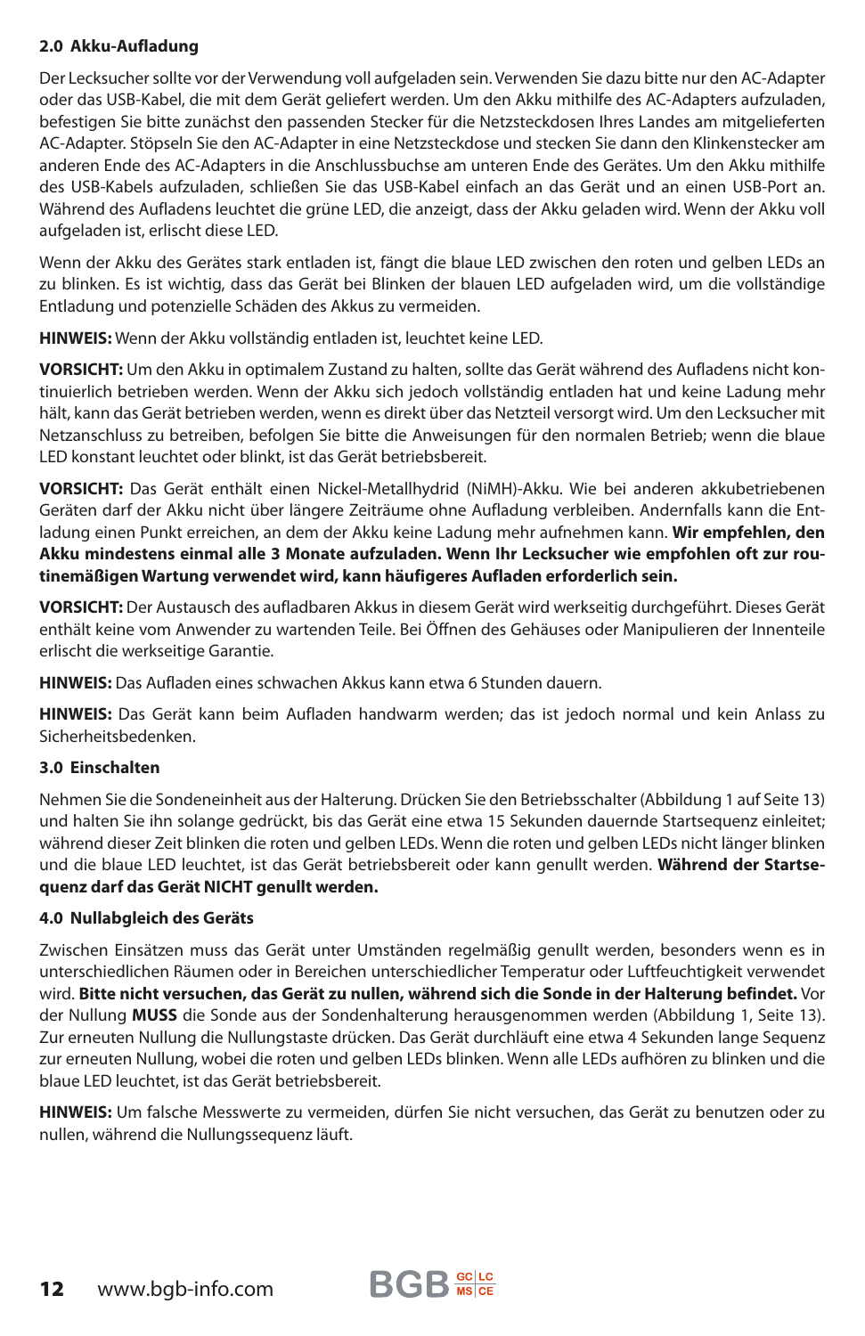## 2.0 Akku-Aufladung

Der Lecksucher sollte vor der Verwendung voll aufgeladen sein. Verwenden Sie dazu bitte nur den AC-Adapter oder das USB-Kabel, die mit dem Gerät geliefert werden. Um den Akku mithilfe des AC-Adapters aufzuladen, befestigen Sie bitte zunächst den passenden Stecker für die Netzsteckdosen Ihres Landes am mitgelieferten AC-Adapter. Stöpseln Sie den AC-Adapter in eine Netzsteckdose und stecken Sie dann den Klinkenstecker am anderen Ende des AC-Adapters in die Anschlussbuchse am unteren Ende des Gerätes. Um den Akku mithilfe des USB-Kabels aufzuladen, schließen Sie das USB-Kabel einfach an das Gerät und an einen USB-Port an. Während des Aufladens leuchtet die grüne LED, die anzeigt, dass der Akku geladen wird. Wenn der Akku voll aufgeladen ist, erlischt diese LED.

Wenn der Akku des Gerätes stark entladen ist, fängt die blaue LED zwischen den roten und gelben LEDs an zu blinken. Es ist wichtig, dass das Gerät bei Blinken der blauen LED aufgeladen wird, um die vollständige Entladung und potenzielle Schäden des Akkus zu vermeiden.

**HINWEIS:** Wenn der Akku vollständig entladen ist, leuchtet keine LED.

**VORSICHT:** Um den Akku in optimalem Zustand zu halten, sollte das Gerät während des Aufladens nicht kontinuierlich betrieben werden. Wenn der Akku sich jedoch vollständig entladen hat und keine Ladung mehr hält, kann das Gerät betrieben werden, wenn es direkt über das Netzteil versorgt wird. Um den Lecksucher mit Netzanschluss zu betreiben, befolgen Sie bitte die Anweisungen für den normalen Betrieb; wenn die blaue LED konstant leuchtet oder blinkt, ist das Gerät betriebsbereit.

**VORSICHT:** Das Gerät enthält einen Nickel-Metallhydrid (NiMH)-Akku. Wie bei anderen akkubetriebenen Geräten darf der Akku nicht über längere Zeiträume ohne Aufladung verbleiben. Andernfalls kann die Entladung einen Punkt erreichen, an dem der Akku keine Ladung mehr aufnehmen kann. **Wir empfehlen, den Akku mindestens einmal alle 3 Monate aufzuladen. Wenn Ihr Lecksucher wie empfohlen oft zur routinemäßigen Wartung verwendet wird, kann häufigeres Aufladen erforderlich sein.**

**VORSICHT:** Der Austausch des aufladbaren Akkus in diesem Gerät wird werkseitig durchgeführt. Dieses Gerät enthält keine vom Anwender zu wartenden Teile. Bei Öffnen des Gehäuses oder Manipulieren der Innenteile erlischt die werkseitige Garantie.

**HINWEIS:** Das Aufladen eines schwachen Akkus kann etwa 6 Stunden dauern.

**HINWEIS:** Das Gerät kann beim Aufladen handwarm werden; das ist jedoch normal und kein Anlass zu Sicherheitsbedenken.

## 3.0 Einschalten

Nehmen Sie die Sondeneinheit aus der Halterung. Drücken Sie den Betriebsschalter (Abbildung 1 auf Seite 13) und halten Sie ihn solange gedrückt, bis das Gerät eine etwa 15 Sekunden dauernde Startsequenz einleitet; während dieser Zeit blinken die roten und gelben LEDs. Wenn die roten und gelben LEDs nicht länger blinken und die blaue LED leuchtet, ist das Gerät betriebsbereit oder kann genullt werden. **Während der Startsequenz darf das Gerät NICHT genullt werden.**

## 4.0 Nullabgleich des Geräts

Zwischen Einsätzen muss das Gerät unter Umständen regelmäßig genullt werden, besonders wenn es in unterschiedlichen Räumen oder in Bereichen unterschiedlicher Temperatur oder Luftfeuchtigkeit verwendet wird. **Bitte nicht versuchen, das Gerät zu nullen, während sich die Sonde in der Halterung befindet.** Vor der Nullung **MUSS** die Sonde aus der Sondenhalterung herausgenommen werden (Abbildung 1, Seite 13). Zur erneuten Nullung die Nullungstaste drücken. Das Gerät durchläuft eine etwa 4 Sekunden lange Sequenz zur erneuten Nullung, wobei die roten und gelben LEDs blinken. Wenn alle LEDs aufhören zu blinken und die blaue LED leuchtet, ist das Gerät betriebsbereit.

**HINWEIS:** Um falsche Messwerte zu vermeiden, dürfen Sie nicht versuchen, das Gerät zu benutzen oder zu nullen, während die Nullungssequenz läuft.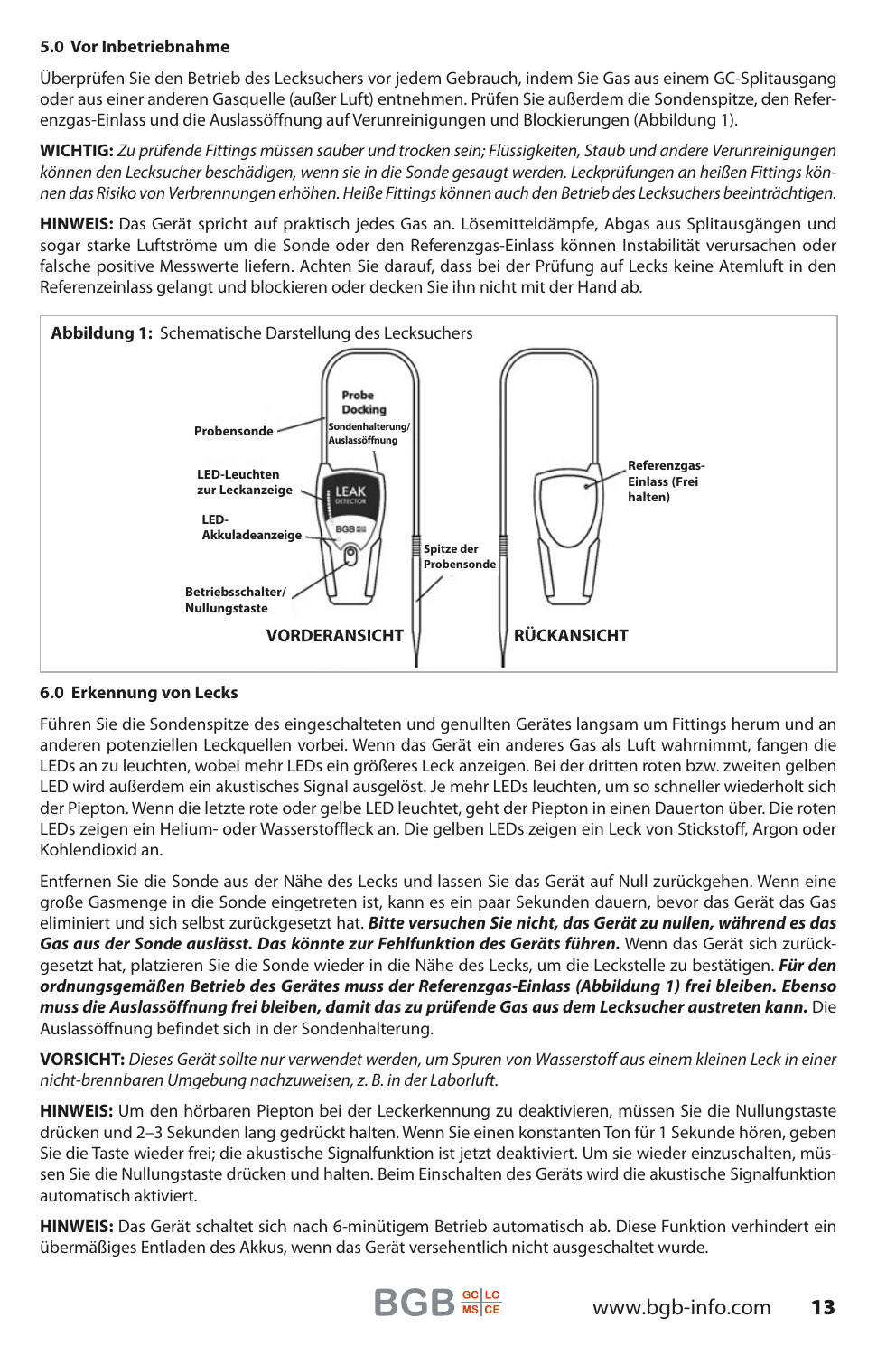## 5.0 Vor Inbetriebnahme

Überprüfen Sie den Betrieb des Lecksuchers vor jedem Gebrauch, indem Sie Gas aus einem GC-Splitausgang oder aus einer anderen Gasquelle (außer Luft) entnehmen. Prüfen Sie außerdem die Sondenspitze, den Referenzgas-Einlass und die Auslassöffnung auf Verunreinigungen und Blockierungen (Abbildung 1).

**WICHTIG:** *Zu prüfende Fittings müssen sauber und trocken sein; Flüssigkeiten, Staub und andere Verunreinigungen können den Lecksucher beschädigen, wenn sie in die Sonde gesaugt werden. Leckprüfungen an heißen Fittings können das Risiko von Verbrennungen erhöhen. Heiße Fittings können auch den Betrieb des Lecksuchers beeinträchtigen.*

**HINWEIS:** Das Gerät spricht auf praktisch jedes Gas an. Lösemitteldämpfe, Abgas aus Splitausgängen und sogar starke Luftströme um die Sonde oder den Referenzgas-Einlass können Instabilität verursachen oder falsche positive Messwerte liefern. Achten Sie darauf, dass bei der Prüfung auf Lecks keine Atemluft in den Referenzeinlass gelangt und blockieren oder decken Sie ihn nicht mit der Hand ab.

**Abbildung 1:** Schematische Darstellung des Lecksuchers

Probe Docking – Probensonde – Sondenhalterung/Auslassöffnung – LED-Leuchten zur Leckanzeige – LED-Akkuladeanzeige – Betriebsschalter/Nullungstaste – Spitze der Probensonde – Referenzgas-Einlass (Frei halten)

VORDERANSICHT – RÜCKANSICHT

## 6.0 Erkennung von Lecks

Führen Sie die Sondenspitze des eingeschalteten und genullten Gerätes langsam um Fittings herum und an anderen potenziellen Leckquellen vorbei. Wenn das Gerät ein anderes Gas als Luft wahrnimmt, fangen die LEDs an zu leuchten, wobei mehr LEDs ein größeres Leck anzeigen. Bei der dritten roten bzw. zweiten gelben LED wird außerdem ein akustisches Signal ausgelöst. Je mehr LEDs leuchten, um so schneller wiederholt sich der Piepton. Wenn die letzte rote oder gelbe LED leuchtet, geht der Piepton in einen Dauerton über. Die roten LEDs zeigen ein Helium- oder Wasserstoffleck an. Die gelben LEDs zeigen ein Leck von Stickstoff, Argon oder Kohlendioxid an.

Entfernen Sie die Sonde aus der Nähe des Lecks und lassen Sie das Gerät auf Null zurückgehen. Wenn eine große Gasmenge in die Sonde eingetreten ist, kann es ein paar Sekunden dauern, bevor das Gerät das Gas eliminiert und sich selbst zurückgesetzt hat. ***Bitte versuchen Sie nicht, das Gerät zu nullen, während es das Gas aus der Sonde auslässt. Das könnte zur Fehlfunktion des Geräts führen.*** Wenn das Gerät sich zurückgesetzt hat, platzieren Sie die Sonde wieder in die Nähe des Lecks, um die Leckstelle zu bestätigen. ***Für den ordnungsgemäßen Betrieb des Gerätes muss der Referenzgas-Einlass (Abbildung 1) frei bleiben. Ebenso muss die Auslassöffnung frei bleiben, damit das zu prüfende Gas aus dem Lecksucher austreten kann.*** Die Auslassöffnung befindet sich in der Sondenhalterung.

**VORSICHT:** *Dieses Gerät sollte nur verwendet werden, um Spuren von Wasserstoff aus einem kleinen Leck in einer nicht-brennbaren Umgebung nachzuweisen, z. B. in der Laborluft.*

**HINWEIS:** Um den hörbaren Piepton bei der Leckerkennung zu deaktivieren, müssen Sie die Nullungstaste drücken und 2–3 Sekunden lang gedrückt halten. Wenn Sie einen konstanten Ton für 1 Sekunde hören, geben Sie die Taste wieder frei; die akustische Signalfunktion ist jetzt deaktiviert. Um sie wieder einzuschalten, müssen Sie die Nullungstaste drücken und halten. Beim Einschalten des Geräts wird die akustische Signalfunktion automatisch aktiviert.

**HINWEIS:** Das Gerät schaltet sich nach 6-minütigem Betrieb automatisch ab. Diese Funktion verhindert ein übermäßiges Entladen des Akkus, wenn das Gerät versehentlich nicht ausgeschaltet wurde.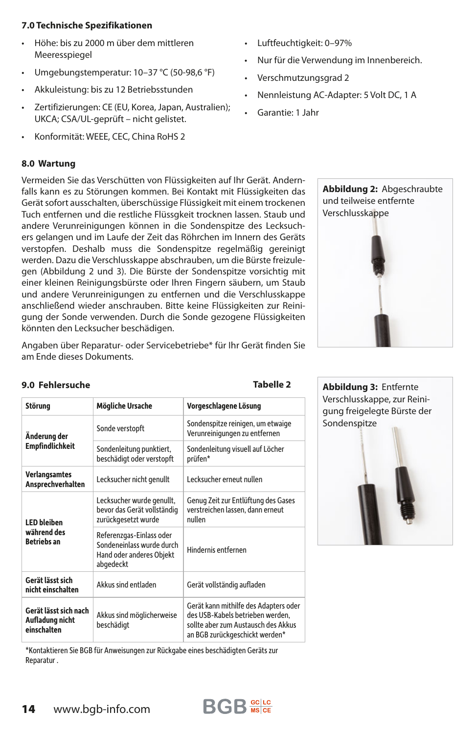## 7.0 Technische Spezifikationen

- Höhe: bis zu 2000 m über dem mittleren Meeresspiegel
- Umgebungstemperatur: 10–37 °C (50-98,6 °F)
- Akkuleistung: bis zu 12 Betriebsstunden
- Zertifizierungen: CE (EU, Korea, Japan, Australien); UKCA; CSA/UL-geprüft – nicht gelistet.
- Konformität: WEEE, CEC, China RoHS 2
- Luftfeuchtigkeit: 0–97%
- Nur für die Verwendung im Innenbereich.
- Verschmutzungsgrad 2
- Nennleistung AC-Adapter: 5 Volt DC, 1 A
- Garantie: 1 Jahr

## 8.0 Wartung

Vermeiden Sie das Verschütten von Flüssigkeiten auf Ihr Gerät. Andernfalls kann es zu Störungen kommen. Bei Kontakt mit Flüssigkeiten das Gerät sofort ausschalten, überschüssige Flüssigkeit mit einem trockenen Tuch entfernen und die restliche Flüssgkeit trocknen lassen. Staub und andere Verunreinigungen können in die Sondenspitze des Lecksuchers gelangen und im Laufe der Zeit das Röhrchen im Innern des Geräts verstopfen. Deshalb muss die Sondenspitze regelmäßig gereinigt werden. Dazu die Verschlusskappe abschrauben, um die Bürste freizulegen (Abbildung 2 und 3). Die Bürste der Sondenspitze vorsichtig mit einer kleinen Reinigungsbürste oder Ihren Fingern säubern, um Staub und andere Verunreinigungen zu entfernen und die Verschlusskappe anschließend wieder anschrauben. Bitte keine Flüssigkeiten zur Reinigung der Sonde verwenden. Durch die Sonde gezogene Flüssigkeiten könnten den Lecksucher beschädigen.

Angaben über Reparatur- oder Servicebetriebe* für Ihr Gerät finden Sie am Ende dieses Dokuments.

**Abbildung 2:** Abgeschraubte und teilweise entfernte Verschlusskappe

**Abbildung 3:** Entfernte Verschlusskappe, zur Reinigung freigelegte Bürste der Sondenspitze

## 9.0 Fehlersuche

**Tabelle 2**

| Störung | Mögliche Ursache | Vorgeschlagene Lösung |
|---|---|---|
| **Änderung der Empfindlichkeit** | Sonde verstopft | Sondenspitze reinigen, um etwaige Verunreinigungen zu entfernen |
| | Sondenleitung punktiert, beschädigt oder verstopft | Sondenleitung visuell auf Löcher prüfen* |
| **Verlangsamtes Ansprechverhalten** | Lecksucher nicht genullt | Lecksucher erneut nullen |
| **LED bleiben während des Betriebs an** | Lecksucher wurde genullt, bevor das Gerät vollständig zurückgesetzt wurde | Genug Zeit zur Entlüftung des Gases verstreichen lassen, dann erneut nullen |
| | Referenzgas-Einlass oder Sondeneinlass wurde durch Hand oder anderes Objekt abgedeckt | Hindernis entfernen |
| **Gerät lässt sich nicht einschalten** | Akkus sind entladen | Gerät vollständig aufladen |
| **Gerät lässt sich nach Aufladung nicht einschalten** | Akkus sind möglicherweise beschädigt | Gerät kann mithilfe des Adapters oder des USB-Kabels betrieben werden, sollte aber zum Austausch des Akkus an BGB zurückgeschickt werden* |

*Kontaktieren Sie BGB für Anweisungen zur Rückgabe eines beschädigten Geräts zur Reparatur .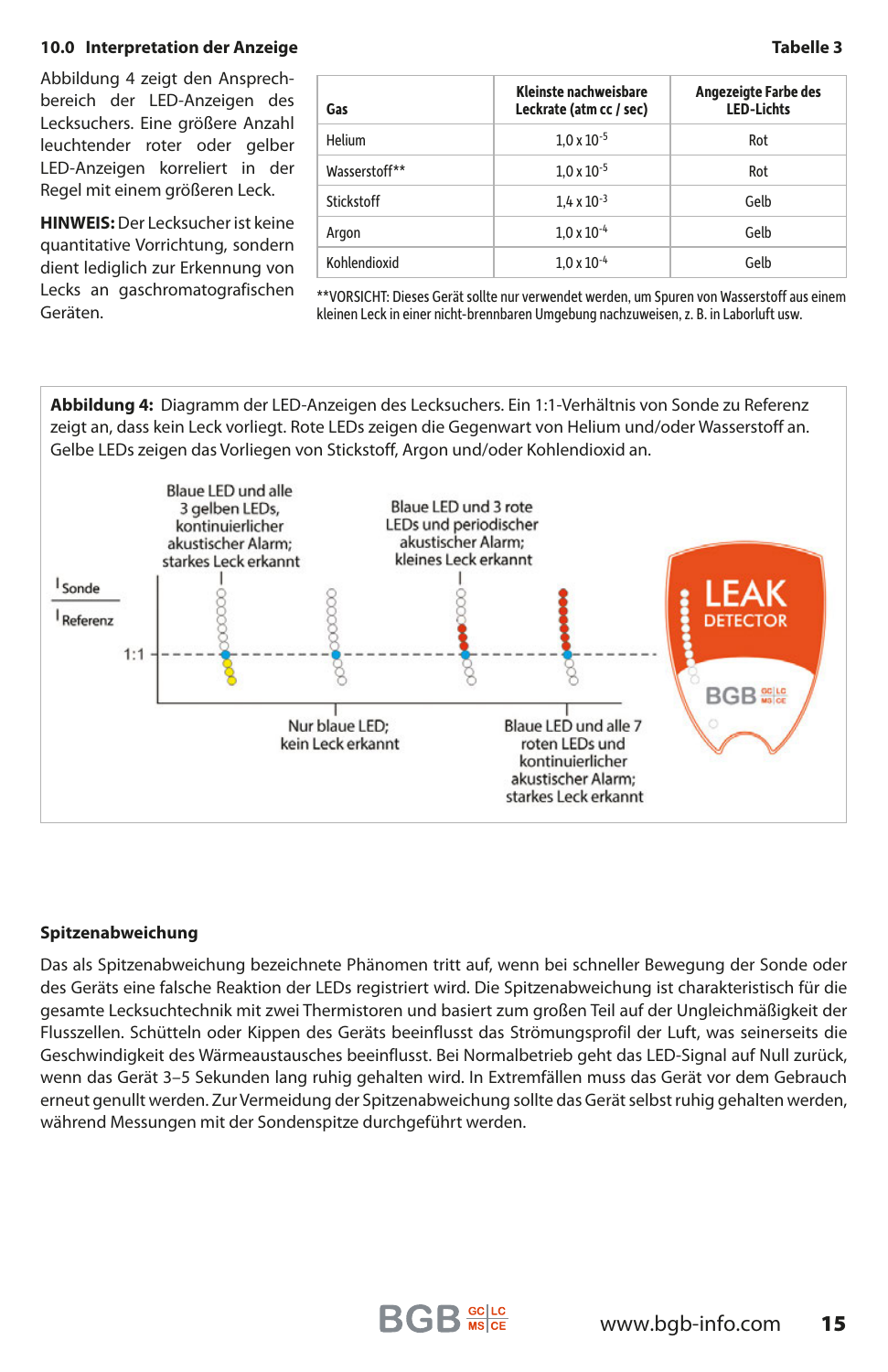## 10.0 Interpretation der Anzeige

**Tabelle 3**

Abbildung 4 zeigt den Ansprechbereich der LED-Anzeigen des Lecksuchers. Eine größere Anzahl leuchtender roter oder gelber LED-Anzeigen korreliert in der Regel mit einem größeren Leck.

**HINWEIS:** Der Lecksucher ist keine quantitative Vorrichtung, sondern dient lediglich zur Erkennung von Lecks an gaschromatografischen Geräten.

| Gas | Kleinste nachweisbare Leckrate (atm cc / sec) | Angezeigte Farbe des LED-Lichts |
|---|---|---|
| Helium | $1{,}0 \times 10^{-5}$ | Rot |
| Wasserstoff** | $1{,}0 \times 10^{-5}$ | Rot |
| Stickstoff | $1{,}4 \times 10^{-3}$ | Gelb |
| Argon | $1{,}0 \times 10^{-4}$ | Gelb |
| Kohlendioxid | $1{,}0 \times 10^{-4}$ | Gelb |

**VORSICHT: Dieses Gerät sollte nur verwendet werden, um Spuren von Wasserstoff aus einem kleinen Leck in einer nicht-brennbaren Umgebung nachzuweisen, z. B. in Laborluft usw.

**Abbildung 4:** Diagramm der LED-Anzeigen des Lecksuchers. Ein 1:1-Verhältnis von Sonde zu Referenz zeigt an, dass kein Leck vorliegt. Rote LEDs zeigen die Gegenwart von Helium und/oder Wasserstoff an. Gelbe LEDs zeigen das Vorliegen von Stickstoff, Argon und/oder Kohlendioxid an.

Sonde / Referenz — 1:1

- Blaue LED und alle 3 gelben LEDs, kontinuierlicher akustischer Alarm; starkes Leck erkannt
- Nur blaue LED; kein Leck erkannt
- Blaue LED und 3 rote LEDs und periodischer akustischer Alarm; kleines Leck erkannt
- Blaue LED und alle 7 roten LEDs und kontinuierlicher akustischer Alarm; starkes Leck erkannt

### Spitzenabweichung

Das als Spitzenabweichung bezeichnete Phänomen tritt auf, wenn bei schneller Bewegung der Sonde oder des Geräts eine falsche Reaktion der LEDs registriert wird. Die Spitzenabweichung ist charakteristisch für die gesamte Lecksuchtechnik mit zwei Thermistoren und basiert zum großen Teil auf der Ungleichmäßigkeit der Flusszellen. Schütteln oder Kippen des Geräts beeinflusst das Strömungsprofil der Luft, was seinerseits die Geschwindigkeit des Wärmeaustausches beeinflusst. Bei Normalbetrieb geht das LED-Signal auf Null zurück, wenn das Gerät 3–5 Sekunden lang ruhig gehalten wird. In Extremfällen muss das Gerät vor dem Gebrauch erneut genullt werden. Zur Vermeidung der Spitzenabweichung sollte das Gerät selbst ruhig gehalten werden, während Messungen mit der Sondenspitze durchgeführt werden.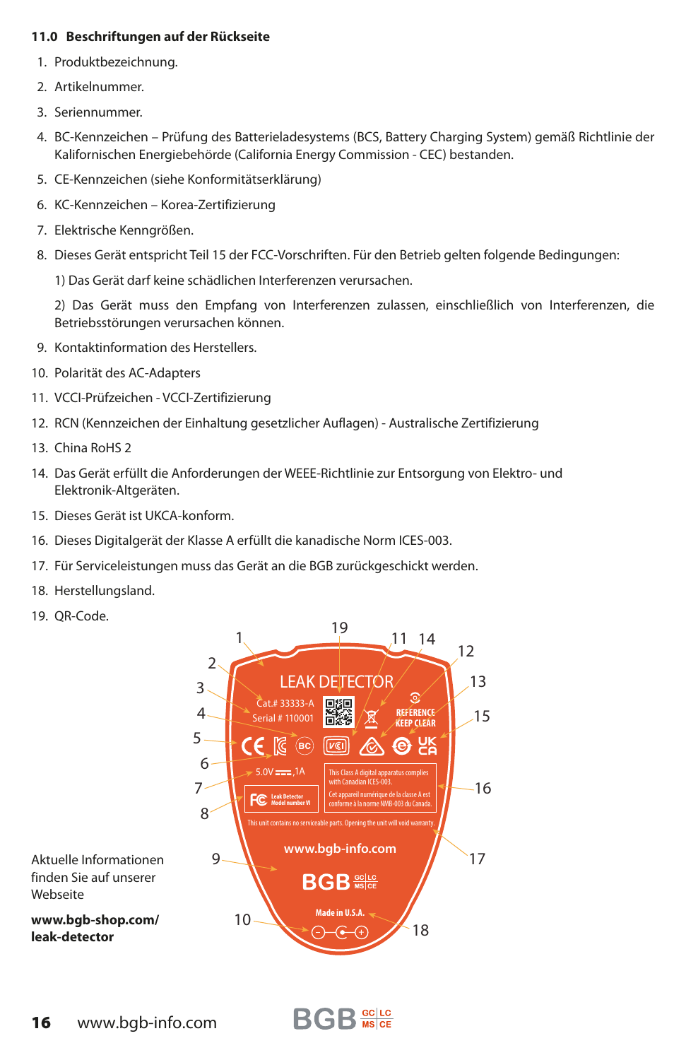### 11.0 Beschriftungen auf der Rückseite

1. Produktbezeichnung.
2. Artikelnummer.
3. Seriennummer.
4. BC-Kennzeichen – Prüfung des Batterieladesystems (BCS, Battery Charging System) gemäß Richtlinie der Kalifornischen Energiebehörde (California Energy Commission - CEC) bestanden.
5. CE-Kennzeichen (siehe Konformitätserklärung)
6. KC-Kennzeichen – Korea-Zertifizierung
7. Elektrische Kenngrößen.
8. Dieses Gerät entspricht Teil 15 der FCC-Vorschriften. Für den Betrieb gelten folgende Bedingungen:

   1) Das Gerät darf keine schädlichen Interferenzen verursachen.

   2) Das Gerät muss den Empfang von Interferenzen zulassen, einschließlich von Interferenzen, die Betriebsstörungen verursachen können.
9. Kontaktinformation des Herstellers.
10. Polarität des AC-Adapters
11. VCCI-Prüfzeichen - VCCI-Zertifizierung
12. RCN (Kennzeichen der Einhaltung gesetzlicher Auflagen) - Australische Zertifizierung
13. China RoHS 2
14. Das Gerät erfüllt die Anforderungen der WEEE-Richtlinie zur Entsorgung von Elektro- und Elektronik-Altgeräten.
15. Dieses Gerät ist UKCA-konform.
16. Dieses Digitalgerät der Klasse A erfüllt die kanadische Norm ICES-003.
17. Für Serviceleistungen muss das Gerät an die BGB zurückgeschickt werden.
18. Herstellungsland.
19. QR-Code.

LEAK DETECTOR
Cat.# 33333-A
Serial # 110001
REFERENCE KEEP CLEAR
5.0V ⎓ ,1A
Leak Detector Model number VI
This Class A digital apparatus complies with Canadian ICES-003.
Cet appareil numérique de la classe A est conforme à la norme NMB-003 du Canada.
This unit contains no serviceable parts. Opening the unit will void warranty.
www.bgb-info.com
BGB GC LC MS CE
Made in U.S.A.

Aktuelle Informationen finden Sie auf unserer Webseite

**www.bgb-shop.com/leak-detector**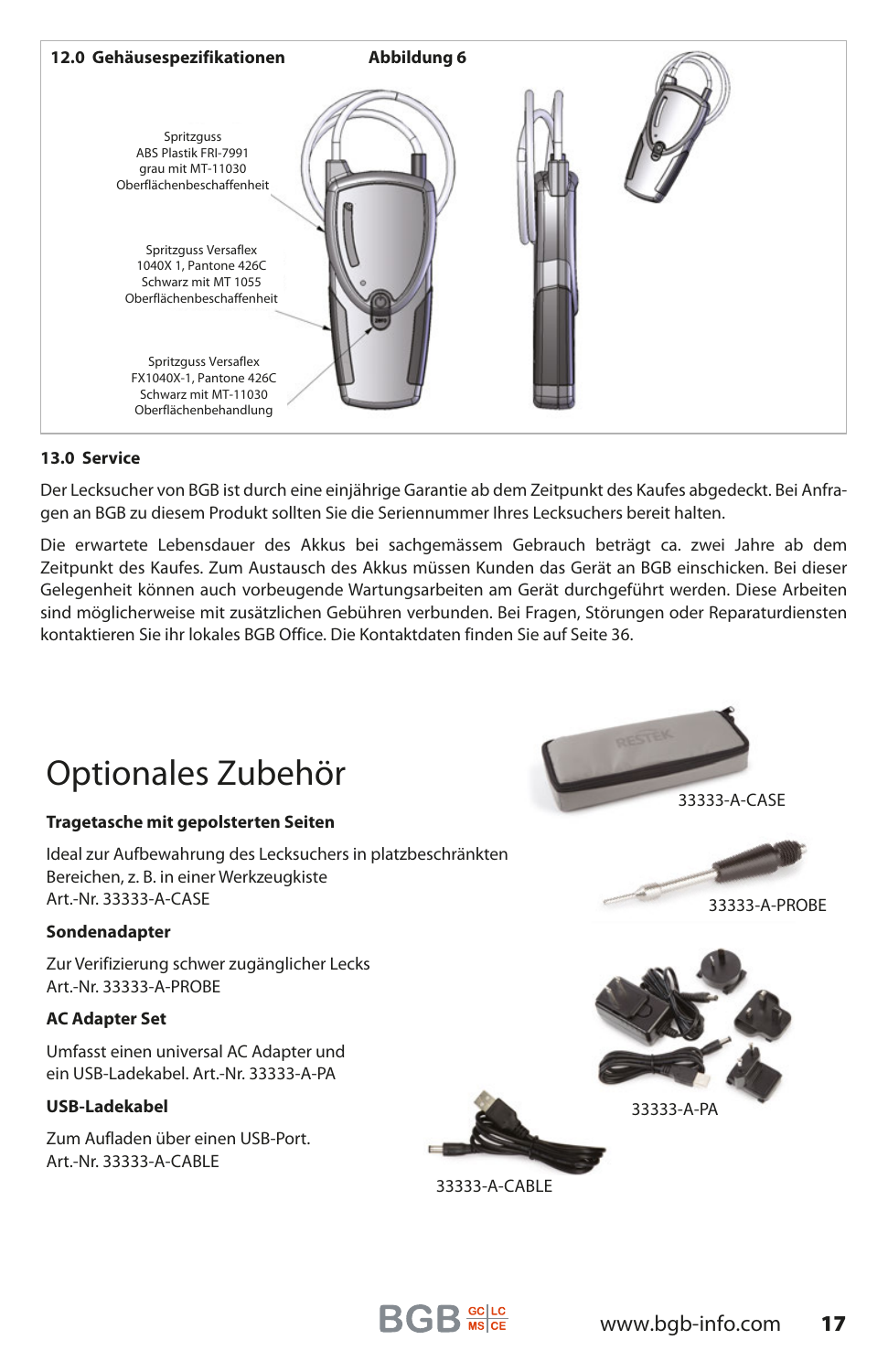## 12.0 Gehäusespezifikationen

**Abbildung 6**

Spritzguss
ABS Plastik FRI-7991
grau mit MT-11030
Oberflächenbeschaffenheit

Spritzguss Versaflex
1040X 1, Pantone 426C
Schwarz mit MT 1055
Oberflächenbeschaffenheit

Spritzguss Versaflex
FX1040X-1, Pantone 426C
Schwarz mit MT-11030
Oberflächenbehandlung

## 13.0 Service

Der Lecksucher von BGB ist durch eine einjährige Garantie ab dem Zeitpunkt des Kaufes abgedeckt. Bei Anfragen an BGB zu diesem Produkt sollten Sie die Seriennummer Ihres Lecksuchers bereit halten.

Die erwartete Lebensdauer des Akkus bei sachgemässem Gebrauch beträgt ca. zwei Jahre ab dem Zeitpunkt des Kaufes. Zum Austausch des Akkus müssen Kunden das Gerät an BGB einschicken. Bei dieser Gelegenheit können auch vorbeugende Wartungsarbeiten am Gerät durchgeführt werden. Diese Arbeiten sind möglicherweise mit zusätzlichen Gebühren verbunden. Bei Fragen, Störungen oder Reparaturdiensten kontaktieren Sie ihr lokales BGB Office. Die Kontaktdaten finden Sie auf Seite 36.

# Optionales Zubehör

**Tragetasche mit gepolsterten Seiten**

Ideal zur Aufbewahrung des Lecksuchers in platzbeschränkten Bereichen, z. B. in einer Werkzeugkiste
Art.-Nr. 33333-A-CASE

**Sondenadapter**

Zur Verifizierung schwer zugänglicher Lecks
Art.-Nr. 33333-A-PROBE

**AC Adapter Set**

Umfasst einen universal AC Adapter und ein USB-Ladekabel. Art.-Nr. 33333-A-PA

**USB-Ladekabel**

Zum Aufladen über einen USB-Port.
Art.-Nr. 33333-A-CABLE

33333-A-CASE

33333-A-PROBE

33333-A-PA

33333-A-CABLE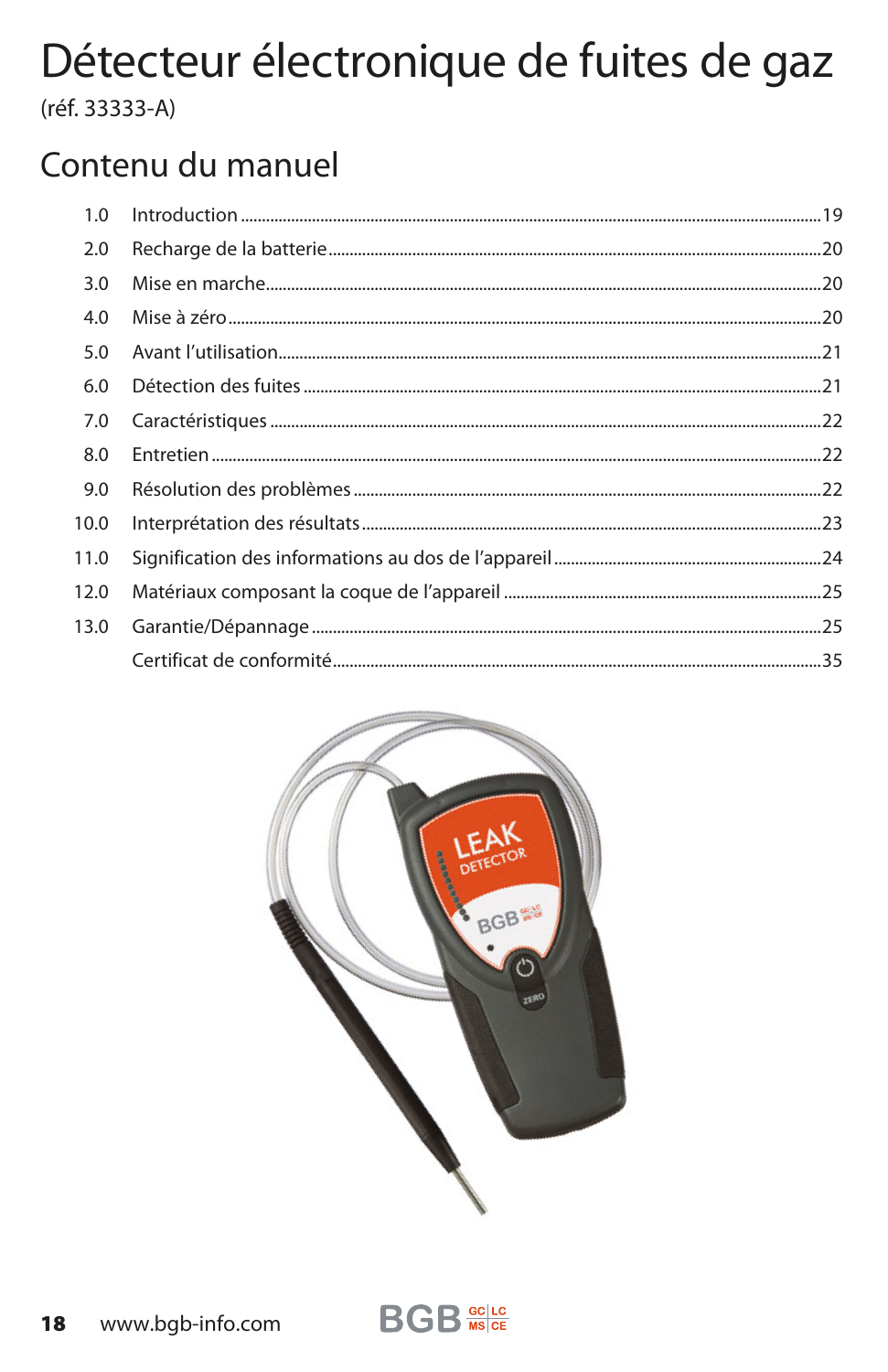# Détecteur électronique de fuites de gaz

(réf. 33333-A)

## Contenu du manuel

| | | |
|---|---|---|
| 1.0 | Introduction | 19 |
| 2.0 | Recharge de la batterie | 20 |
| 3.0 | Mise en marche | 20 |
| 4.0 | Mise à zéro | 20 |
| 5.0 | Avant l'utilisation | 21 |
| 6.0 | Détection des fuites | 21 |
| 7.0 | Caractéristiques | 22 |
| 8.0 | Entretien | 22 |
| 9.0 | Résolution des problèmes | 22 |
| 10.0 | Interprétation des résultats | 23 |
| 11.0 | Signification des informations au dos de l'appareil | 24 |
| 12.0 | Matériaux composant la coque de l'appareil | 25 |
| 13.0 | Garantie/Dépannage | 25 |
| | Certificat de conformité | 35 |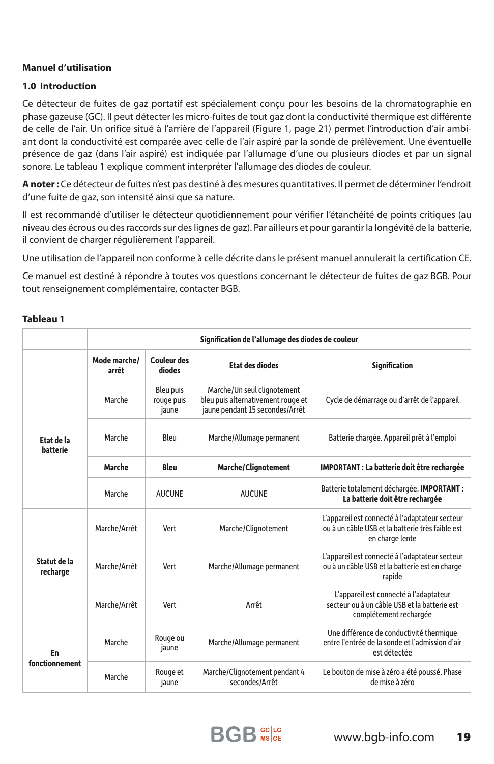**Manuel d'utilisation**

## 1.0 Introduction

Ce détecteur de fuites de gaz portatif est spécialement conçu pour les besoins de la chromatographie en phase gazeuse (GC). Il peut détecter les micro-fuites de tout gaz dont la conductivité thermique est différente de celle de l'air. Un orifice situé à l'arrière de l'appareil (Figure 1, page 21) permet l'introduction d'air ambiant dont la conductivité est comparée avec celle de l'air aspiré par la sonde de prélèvement. Une éventuelle présence de gaz (dans l'air aspiré) est indiquée par l'allumage d'une ou plusieurs diodes et par un signal sonore. Le tableau 1 explique comment interpréter l'allumage des diodes de couleur.

**A noter :** Ce détecteur de fuites n'est pas destiné à des mesures quantitatives. Il permet de déterminer l'endroit d'une fuite de gaz, son intensité ainsi que sa nature.

Il est recommandé d'utiliser le détecteur quotidiennement pour vérifier l'étanchéité de points critiques (au niveau des écrous ou des raccords sur des lignes de gaz). Par ailleurs et pour garantir la longévité de la batterie, il convient de charger régulièrement l'appareil.

Une utilisation de l'appareil non conforme à celle décrite dans le présent manuel annulerait la certification CE.

Ce manuel est destiné à répondre à toutes vos questions concernant le détecteur de fuites de gaz BGB. Pour tout renseignement complémentaire, contacter BGB.

**Tableau 1**

| | Signification de l'allumage des diodes de couleur | | | |
|---|---|---|---|---|
| | **Mode marche/ arrêt** | **Couleur des diodes** | **Etat des diodes** | **Signification** |
| **Etat de la batterie** | Marche | Bleu puis rouge puis jaune | Marche/Un seul clignotement bleu puis alternativement rouge et jaune pendant 15 secondes/Arrêt | Cycle de démarrage ou d'arrêt de l'appareil |
| | Marche | Bleu | Marche/Allumage permanent | Batterie chargée. Appareil prêt à l'emploi |
| | **Marche** | **Bleu** | **Marche/Clignotement** | **IMPORTANT : La batterie doit être rechargée** |
| | Marche | AUCUNE | AUCUNE | Batterie totalement déchargée. **IMPORTANT : La batterie doit être rechargée** |
| **Statut de la recharge** | Marche/Arrêt | Vert | Marche/Clignotement | L'appareil est connecté à l'adaptateur secteur ou à un câble USB et la batterie très faible est en charge lente |
| | Marche/Arrêt | Vert | Marche/Allumage permanent | L'appareil est connecté à l'adaptateur secteur ou à un câble USB et la batterie est en charge rapide |
| | Marche/Arrêt | Vert | Arrêt | L'appareil est connecté à l'adaptateur secteur ou à un câble USB et la batterie est complètement rechargée |
| **En fonctionnement** | Marche | Rouge ou jaune | Marche/Allumage permanent | Une différence de conductivité thermique entre l'entrée de la sonde et l'admission d'air est détectée |
| | Marche | Rouge et jaune | Marche/Clignotement pendant 4 secondes/Arrêt | Le bouton de mise à zéro a été poussé. Phase de mise à zéro |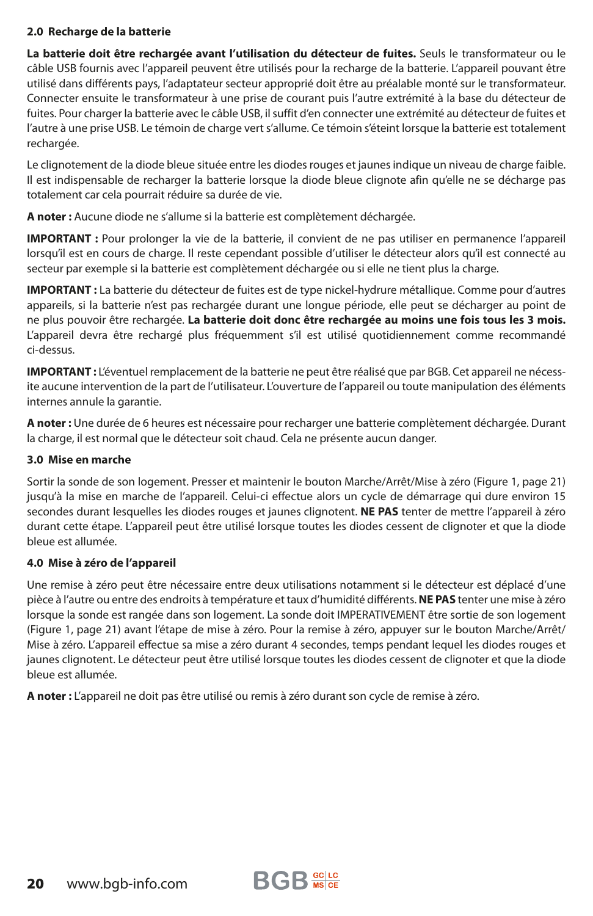## 2.0 Recharge de la batterie

**La batterie doit être rechargée avant l'utilisation du détecteur de fuites.** Seuls le transformateur ou le câble USB fournis avec l'appareil peuvent être utilisés pour la recharge de la batterie. L'appareil pouvant être utilisé dans différents pays, l'adaptateur secteur approprié doit être au préalable monté sur le transformateur. Connecter ensuite le transformateur à une prise de courant puis l'autre extrémité à la base du détecteur de fuites. Pour charger la batterie avec le câble USB, il suffit d'en connecter une extrémité au détecteur de fuites et l'autre à une prise USB. Le témoin de charge vert s'allume. Ce témoin s'éteint lorsque la batterie est totalement rechargée.

Le clignotement de la diode bleue située entre les diodes rouges et jaunes indique un niveau de charge faible. Il est indispensable de recharger la batterie lorsque la diode bleue clignote afin qu'elle ne se décharge pas totalement car cela pourrait réduire sa durée de vie.

**A noter :** Aucune diode ne s'allume si la batterie est complètement déchargée.

**IMPORTANT :** Pour prolonger la vie de la batterie, il convient de ne pas utiliser en permanence l'appareil lorsqu'il est en cours de charge. Il reste cependant possible d'utiliser le détecteur alors qu'il est connecté au secteur par exemple si la batterie est complètement déchargée ou si elle ne tient plus la charge.

**IMPORTANT :** La batterie du détecteur de fuites est de type nickel-hydrure métallique. Comme pour d'autres appareils, si la batterie n'est pas rechargée durant une longue période, elle peut se décharger au point de ne plus pouvoir être rechargée. **La batterie doit donc être rechargée au moins une fois tous les 3 mois.** L'appareil devra être rechargé plus fréquemment s'il est utilisé quotidiennement comme recommandé ci-dessus.

**IMPORTANT :** L'éventuel remplacement de la batterie ne peut être réalisé que par BGB. Cet appareil ne nécessite aucune intervention de la part de l'utilisateur. L'ouverture de l'appareil ou toute manipulation des éléments internes annule la garantie.

**A noter :** Une durée de 6 heures est nécessaire pour recharger une batterie complètement déchargée. Durant la charge, il est normal que le détecteur soit chaud. Cela ne présente aucun danger.

## 3.0 Mise en marche

Sortir la sonde de son logement. Presser et maintenir le bouton Marche/Arrêt/Mise à zéro (Figure 1, page 21) jusqu'à la mise en marche de l'appareil. Celui-ci effectue alors un cycle de démarrage qui dure environ 15 secondes durant lesquelles les diodes rouges et jaunes clignotent. **NE PAS** tenter de mettre l'appareil à zéro durant cette étape. L'appareil peut être utilisé lorsque toutes les diodes cessent de clignoter et que la diode bleue est allumée.

## 4.0 Mise à zéro de l'appareil

Une remise à zéro peut être nécessaire entre deux utilisations notamment si le détecteur est déplacé d'une pièce à l'autre ou entre des endroits à température et taux d'humidité différents. **NE PAS** tenter une mise à zéro lorsque la sonde est rangée dans son logement. La sonde doit IMPERATIVEMENT être sortie de son logement (Figure 1, page 21) avant l'étape de mise à zéro. Pour la remise à zéro, appuyer sur le bouton Marche/Arrêt/Mise à zéro. L'appareil effectue sa mise a zéro durant 4 secondes, temps pendant lequel les diodes rouges et jaunes clignotent. Le détecteur peut être utilisé lorsque toutes les diodes cessent de clignoter et que la diode bleue est allumée.

**A noter :** L'appareil ne doit pas être utilisé ou remis à zéro durant son cycle de remise à zéro.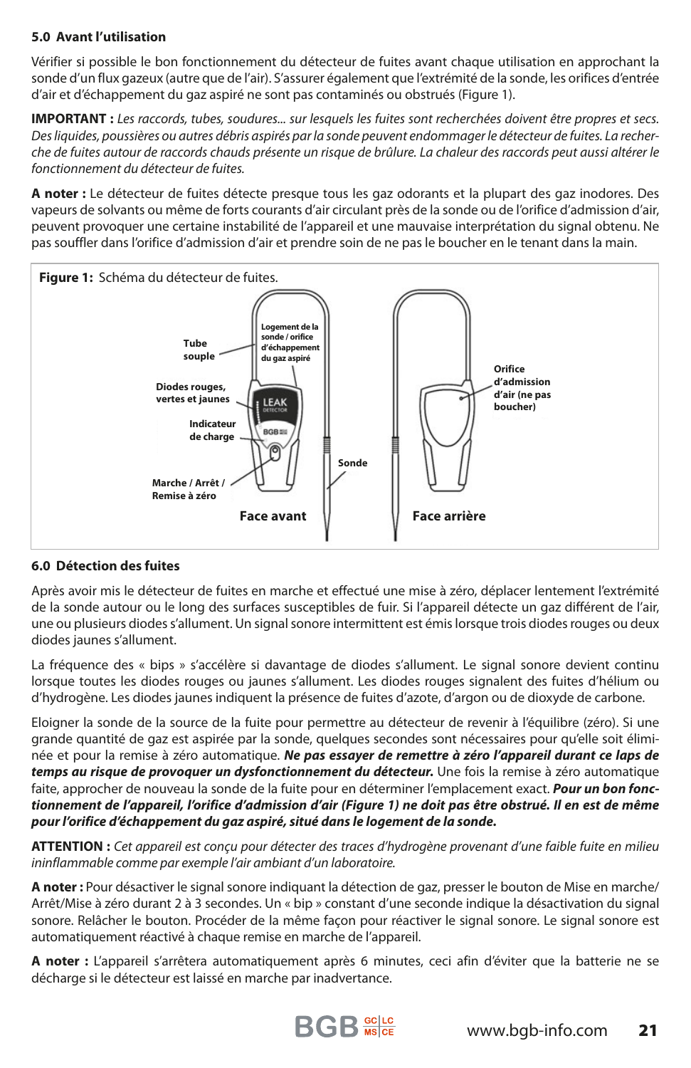## 5.0 Avant l'utilisation

Vérifier si possible le bon fonctionnement du détecteur de fuites avant chaque utilisation en approchant la sonde d'un flux gazeux (autre que de l'air). S'assurer également que l'extrémité de la sonde, les orifices d'entrée d'air et d'échappement du gaz aspiré ne sont pas contaminés ou obstrués (Figure 1).

**IMPORTANT :** *Les raccords, tubes, soudures... sur lesquels les fuites sont recherchées doivent être propres et secs. Des liquides, poussières ou autres débris aspirés par la sonde peuvent endommager le détecteur de fuites. La recherche de fuites autour de raccords chauds présente un risque de brûlure. La chaleur des raccords peut aussi altérer le fonctionnement du détecteur de fuites.*

**A noter :** Le détecteur de fuites détecte presque tous les gaz odorants et la plupart des gaz inodores. Des vapeurs de solvants ou même de forts courants d'air circulant près de la sonde ou de l'orifice d'admission d'air, peuvent provoquer une certaine instabilité de l'appareil et une mauvaise interprétation du signal obtenu. Ne pas souffler dans l'orifice d'admission d'air et prendre soin de ne pas le boucher en le tenant dans la main.

**Figure 1:** Schéma du détecteur de fuites.

Tube souple — Logement de la sonde / orifice d'échappement du gaz aspiré — Diodes rouges, vertes et jaunes — Indicateur de charge — Marche / Arrêt / Remise à zéro — Sonde — Orifice d'admission d'air (ne pas boucher)

Face avant — Face arrière

## 6.0 Détection des fuites

Après avoir mis le détecteur de fuites en marche et effectué une mise à zéro, déplacer lentement l'extrémité de la sonde autour ou le long des surfaces susceptibles de fuir. Si l'appareil détecte un gaz différent de l'air, une ou plusieurs diodes s'allument. Un signal sonore intermittent est émis lorsque trois diodes rouges ou deux diodes jaunes s'allument.

La fréquence des « bips » s'accélère si davantage de diodes s'allument. Le signal sonore devient continu lorsque toutes les diodes rouges ou jaunes s'allument. Les diodes rouges signalent des fuites d'hélium ou d'hydrogène. Les diodes jaunes indiquent la présence de fuites d'azote, d'argon ou de dioxyde de carbone.

Eloigner la sonde de la source de la fuite pour permettre au détecteur de revenir à l'équilibre (zéro). Si une grande quantité de gaz est aspirée par la sonde, quelques secondes sont nécessaires pour qu'elle soit éliminée et pour la remise à zéro automatique. ***Ne pas essayer de remettre à zéro l'appareil durant ce laps de temps au risque de provoquer un dysfonctionnement du détecteur.*** Une fois la remise à zéro automatique faite, approcher de nouveau la sonde de la fuite pour en déterminer l'emplacement exact. ***Pour un bon fonctionnement de l'appareil, l'orifice d'admission d'air (Figure 1) ne doit pas être obstrué. Il en est de même pour l'orifice d'échappement du gaz aspiré, situé dans le logement de la sonde.***

**ATTENTION :** *Cet appareil est conçu pour détecter des traces d'hydrogène provenant d'une faible fuite en milieu ininflammable comme par exemple l'air ambiant d'un laboratoire.*

**A noter :** Pour désactiver le signal sonore indiquant la détection de gaz, presser le bouton de Mise en marche/Arrêt/Mise à zéro durant 2 à 3 secondes. Un « bip » constant d'une seconde indique la désactivation du signal sonore. Relâcher le bouton. Procéder de la même façon pour réactiver le signal sonore. Le signal sonore est automatiquement réactivé à chaque remise en marche de l'appareil.

**A noter :** L'appareil s'arrêtera automatiquement après 6 minutes, ceci afin d'éviter que la batterie ne se décharge si le détecteur est laissé en marche par inadvertance.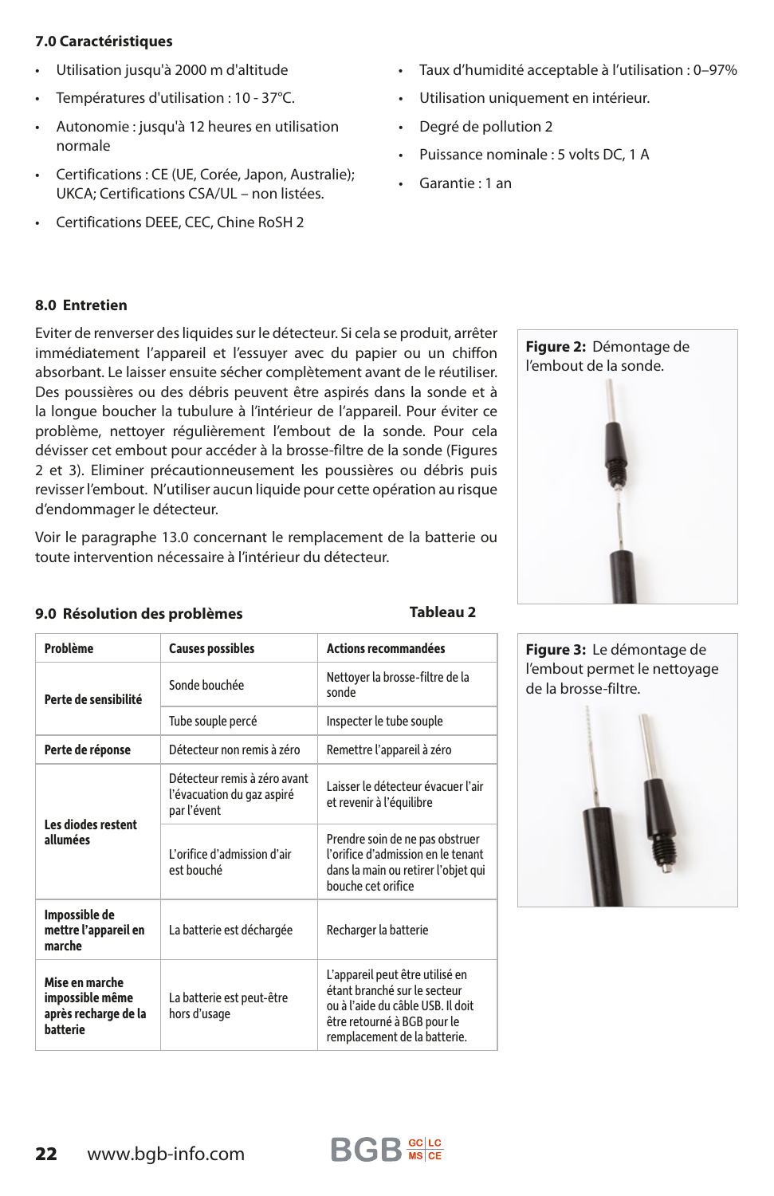## 7.0 Caractéristiques

- Utilisation jusqu'à 2000 m d'altitude
- Températures d'utilisation : 10 - 37°C.
- Autonomie : jusqu'à 12 heures en utilisation normale
- Certifications : CE (UE, Corée, Japon, Australie); UKCA; Certifications CSA/UL – non listées.
- Certifications DEEE, CEC, Chine RoSH 2
- Taux d'humidité acceptable à l'utilisation : 0–97%
- Utilisation uniquement en intérieur.
- Degré de pollution 2
- Puissance nominale : 5 volts DC, 1 A
- Garantie : 1 an

## 8.0 Entretien

Eviter de renverser des liquides sur le détecteur. Si cela se produit, arrêter immédiatement l'appareil et l'essuyer avec du papier ou un chiffon absorbant. Le laisser ensuite sécher complètement avant de le réutiliser. Des poussières ou des débris peuvent être aspirés dans la sonde et à la longue boucher la tubulure à l'intérieur de l'appareil. Pour éviter ce problème, nettoyer régulièrement l'embout de la sonde. Pour cela dévisser cet embout pour accéder à la brosse-filtre de la sonde (Figures 2 et 3). Eliminer précautionneusement les poussières ou débris puis revisser l'embout. N'utiliser aucun liquide pour cette opération au risque d'endommager le détecteur.

Voir le paragraphe 13.0 concernant le remplacement de la batterie ou toute intervention nécessaire à l'intérieur du détecteur.

**Figure 2:** Démontage de l'embout de la sonde.

**Figure 3:** Le démontage de l'embout permet le nettoyage de la brosse-filtre.

## 9.0 Résolution des problèmes

**Tableau 2**

| Problème | Causes possibles | Actions recommandées |
|---|---|---|
| **Perte de sensibilité** | Sonde bouchée | Nettoyer la brosse-filtre de la sonde |
| | Tube souple percé | Inspecter le tube souple |
| **Perte de réponse** | Détecteur non remis à zéro | Remettre l'appareil à zéro |
| **Les diodes restent allumées** | Détecteur remis à zéro avant l'évacuation du gaz aspiré par l'évent | Laisser le détecteur évacuer l'air et revenir à l'équilibre |
| | L'orifice d'admission d'air est bouché | Prendre soin de ne pas obstruer l'orifice d'admission en le tenant dans la main ou retirer l'objet qui bouche cet orifice |
| **Impossible de mettre l'appareil en marche** | La batterie est déchargée | Recharger la batterie |
| **Mise en marche impossible même après recharge de la batterie** | La batterie est peut-être hors d'usage | L'appareil peut être utilisé en étant branché sur le secteur ou à l'aide du câble USB. Il doit être retourné à BGB pour le remplacement de la batterie. |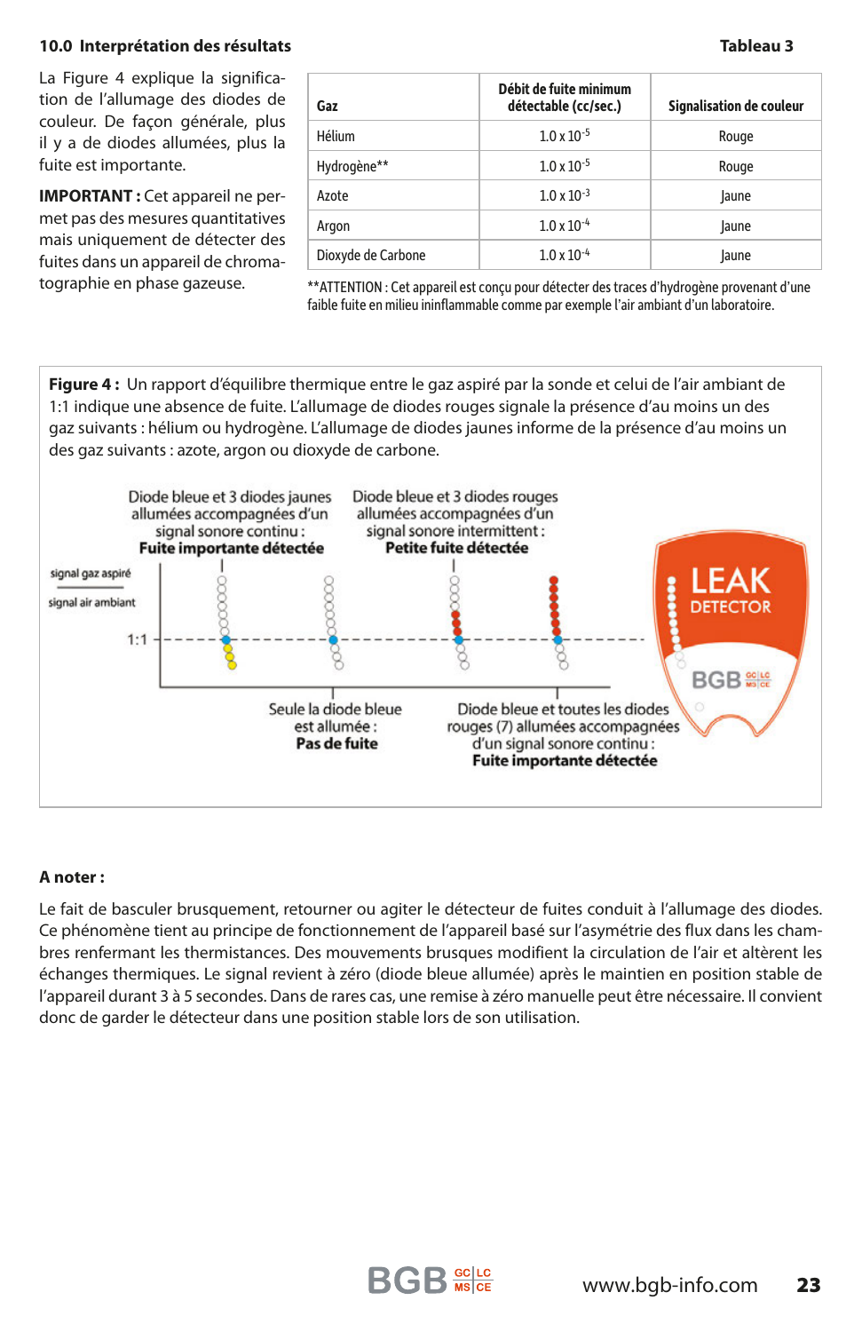## 10.0 Interprétation des résultats

La Figure 4 explique la signification de l'allumage des diodes de couleur. De façon générale, plus il y a de diodes allumées, plus la fuite est importante.

**IMPORTANT :** Cet appareil ne permet pas des mesures quantitatives mais uniquement de détecter des fuites dans un appareil de chromatographie en phase gazeuse.

**Tableau 3**

| Gaz | Débit de fuite minimum détectable (cc/sec.) | Signalisation de couleur |
|---|---|---|
| Hélium | $1.0 \times 10^{-5}$ | Rouge |
| Hydrogène** | $1.0 \times 10^{-5}$ | Rouge |
| Azote | $1.0 \times 10^{-3}$ | Jaune |
| Argon | $1.0 \times 10^{-4}$ | Jaune |
| Dioxyde de Carbone | $1.0 \times 10^{-4}$ | Jaune |

**ATTENTION : Cet appareil est conçu pour détecter des traces d'hydrogène provenant d'une faible fuite en milieu ininflammable comme par exemple l'air ambiant d'un laboratoire.

**Figure 4 :** Un rapport d'équilibre thermique entre le gaz aspiré par la sonde et celui de l'air ambiant de 1:1 indique une absence de fuite. L'allumage de diodes rouges signale la présence d'au moins un des gaz suivants : hélium ou hydrogène. L'allumage de diodes jaunes informe de la présence d'au moins un des gaz suivants : azote, argon ou dioxyde de carbone.

signal gaz aspiré

signal air ambiant

1:1

Diode bleue et 3 diodes jaunes allumées accompagnées d'un signal sonore continu : **Fuite importante détectée**

Diode bleue et 3 diodes rouges allumées accompagnées d'un signal sonore intermittent : **Petite fuite détectée**

Seule la diode bleue est allumée : **Pas de fuite**

Diode bleue et toutes les diodes rouges (7) allumées accompagnées d'un signal sonore continu : **Fuite importante détectée**

LEAK DETECTOR

BGB

### A noter :

Le fait de basculer brusquement, retourner ou agiter le détecteur de fuites conduit à l'allumage des diodes. Ce phénomène tient au principe de fonctionnement de l'appareil basé sur l'asymétrie des flux dans les chambres renfermant les thermistances. Des mouvements brusques modifient la circulation de l'air et altèrent les échanges thermiques. Le signal revient à zéro (diode bleue allumée) après le maintien en position stable de l'appareil durant 3 à 5 secondes. Dans de rares cas, une remise à zéro manuelle peut être nécessaire. Il convient donc de garder le détecteur dans une position stable lors de son utilisation.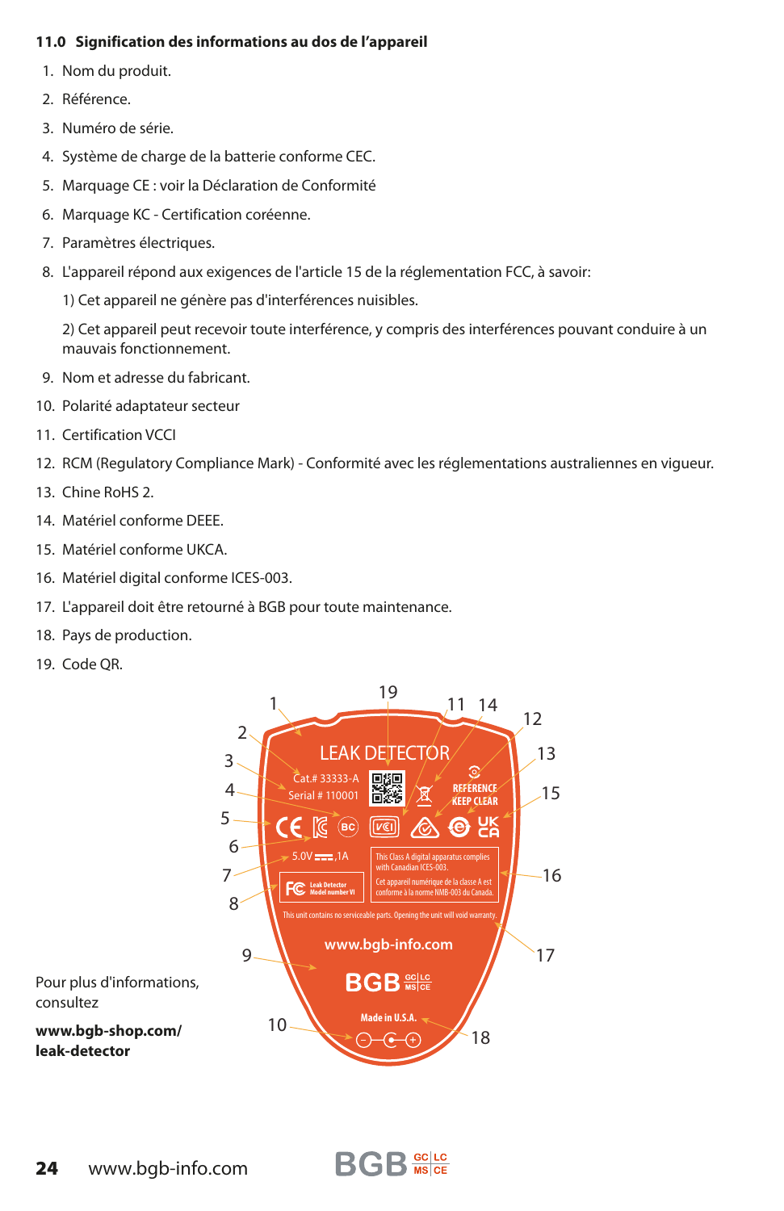### 11.0 Signification des informations au dos de l'appareil

1. Nom du produit.
2. Référence.
3. Numéro de série.
4. Système de charge de la batterie conforme CEC.
5. Marquage CE : voir la Déclaration de Conformité
6. Marquage KC - Certification coréenne.
7. Paramètres électriques.
8. L'appareil répond aux exigences de l'article 15 de la réglementation FCC, à savoir:

   1) Cet appareil ne génère pas d'interférences nuisibles.

   2) Cet appareil peut recevoir toute interférence, y compris des interférences pouvant conduire à un mauvais fonctionnement.
9. Nom et adresse du fabricant.
10. Polarité adaptateur secteur
11. Certification VCCI
12. RCM (Regulatory Compliance Mark) - Conformité avec les réglementations australiennes en vigueur.
13. Chine RoHS 2.
14. Matériel conforme DEEE.
15. Matériel conforme UKCA.
16. Matériel digital conforme ICES-003.
17. L'appareil doit être retourné à BGB pour toute maintenance.
18. Pays de production.
19. Code QR.

LEAK DETECTOR
Cat.# 33333-A
Serial # 110001
5.0V ⎓ ,1A
Leak Detector Model number VI
REFERENCE KEEP CLEAR
This Class A digital apparatus complies with Canadian ICES-003.
Cet appareil numérique de la classe A est conforme à la norme NMB-003 du Canada.
This unit contains no serviceable parts. Opening the unit will void warranty.
www.bgb-info.com
BGB
Made in U.S.A.

Pour plus d'informations, consultez

**www.bgb-shop.com/ leak-detector**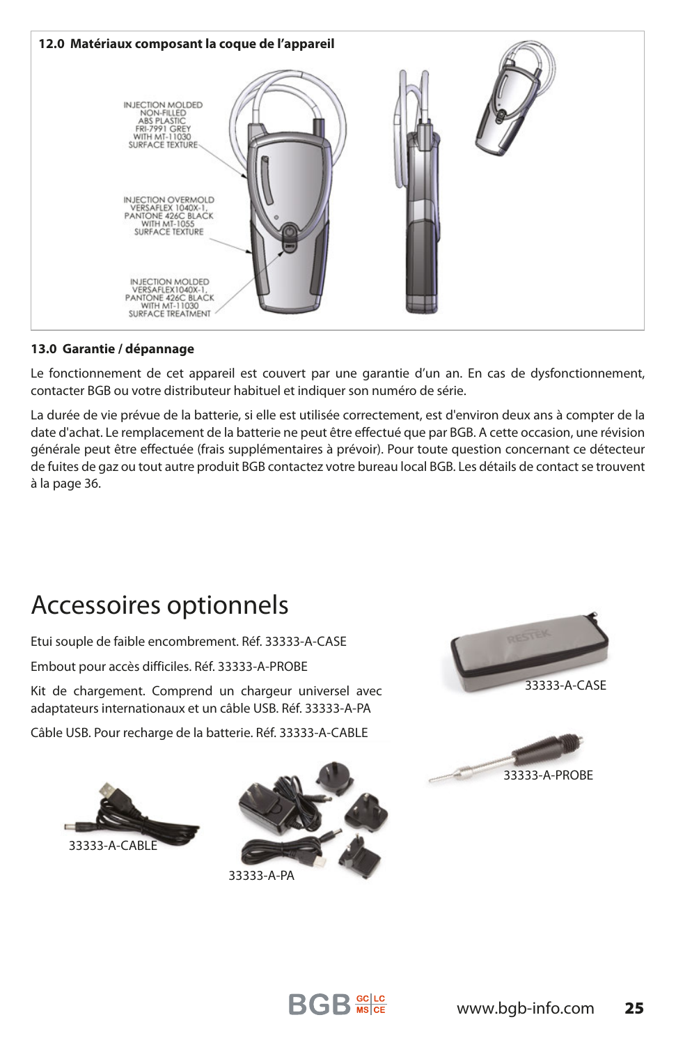**12.0 Matériaux composant la coque de l'appareil**

INJECTION MOLDED NON-FILLED ABS PLASTIC FRI-7991 GREY WITH MT-11030 SURFACE TEXTURE

INJECTION OVERMOLD VERSAFLEX 1040X-1, PANTONE 426C BLACK WITH MT-1055 SURFACE TEXTURE

INJECTION MOLDED VERSAFLEX1040X-1, PANTONE 426C BLACK WITH MT-11030 SURFACE TREATMENT

**13.0 Garantie / dépannage**

Le fonctionnement de cet appareil est couvert par une garantie d'un an. En cas de dysfonctionnement, contacter BGB ou votre distributeur habituel et indiquer son numéro de série.

La durée de vie prévue de la batterie, si elle est utilisée correctement, est d'environ deux ans à compter de la date d'achat. Le remplacement de la batterie ne peut être effectué que par BGB. A cette occasion, une révision générale peut être effectuée (frais supplémentaires à prévoir). Pour toute question concernant ce détecteur de fuites de gaz ou tout autre produit BGB contactez votre bureau local BGB. Les détails de contact se trouvent à la page 36.

# Accessoires optionnels

Etui souple de faible encombrement. Réf. 33333-A-CASE

Embout pour accès difficiles. Réf. 33333-A-PROBE

Kit de chargement. Comprend un chargeur universel avec adaptateurs internationaux et un câble USB. Réf. 33333-A-PA

Câble USB. Pour recharge de la batterie. Réf. 33333-A-CABLE

33333-A-CASE

33333-A-PROBE

33333-A-CABLE

33333-A-PA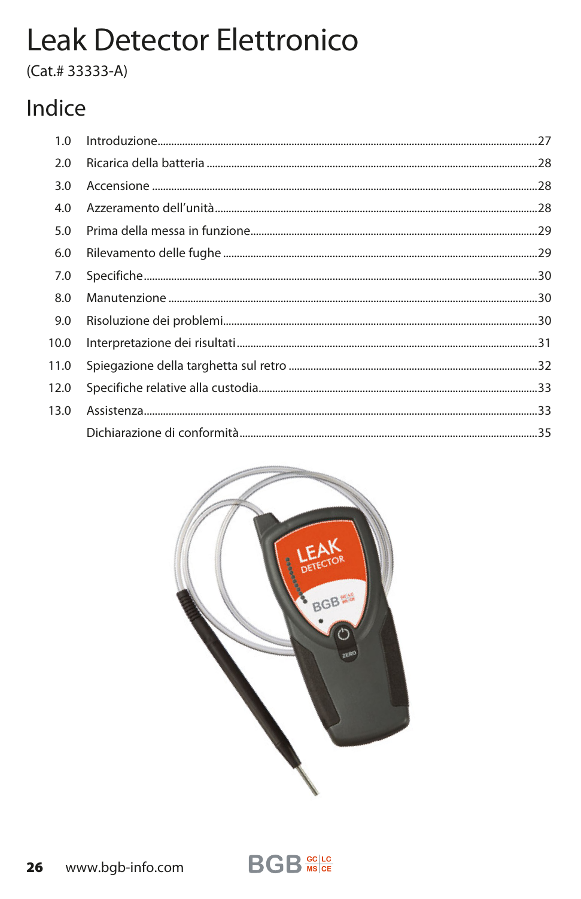# Leak Detector Elettronico

(Cat.# 33333-A)

## Indice

| | | |
|---|---|---|
| 1.0 | Introduzione | 27 |
| 2.0 | Ricarica della batteria | 28 |
| 3.0 | Accensione | 28 |
| 4.0 | Azzeramento dell'unità | 28 |
| 5.0 | Prima della messa in funzione | 29 |
| 6.0 | Rilevamento delle fughe | 29 |
| 7.0 | Specifiche | 30 |
| 8.0 | Manutenzione | 30 |
| 9.0 | Risoluzione dei problemi | 30 |
| 10.0 | Interpretazione dei risultati | 31 |
| 11.0 | Spiegazione della targhetta sul retro | 32 |
| 12.0 | Specifiche relative alla custodia | 33 |
| 13.0 | Assistenza | 33 |
| | Dichiarazione di conformità | 35 |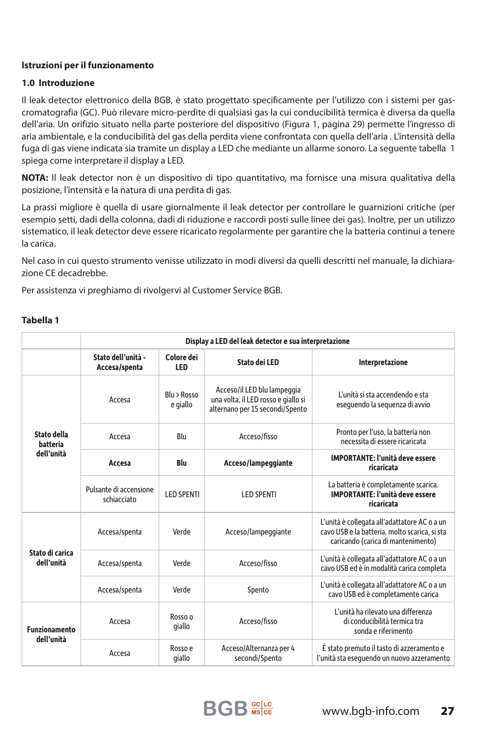**Istruzioni per il funzionamento**

## 1.0 Introduzione

Il leak detector elettronico della BGB, è stato progettato specificamente per l'utilizzo con i sistemi per gas-cromatografia (GC). Può rilevare micro-perdite di qualsiasi gas la cui conducibilità termica è diversa da quella dell'aria. Un orifizio situato nella parte posteriore del dispositivo (Figura 1, pagina 29) permette l'ingresso di aria ambientale, e la conducibilità del gas della perdita viene confrontata con quella dell'aria . L'intensità della fuga di gas viene indicata sia tramite un display a LED che mediante un allarme sonoro. La seguente tabella 1 spiega come interpretare il display a LED.

**NOTA:** Il leak detector non è un dispositivo di tipo quantitativo, ma fornisce una misura qualitativa della posizione, l'intensità e la natura di una perdita di gas.

La prassi migliore è quella di usare giornalmente il leak detector per controllare le guarnizioni critiche (per esempio setti, dadi della colonna, dadi di riduzione e raccordi posti sulle linee dei gas). Inoltre, per un utilizzo sistematico, il leak detector deve essere ricaricato regolarmente per garantire che la batteria continui a tenere la carica.

Nel caso in cui questo strumento venisse utilizzato in modi diversi da quelli descritti nel manuale, la dichiarazione CE decadrebbe.

Per assistenza vi preghiamo di rivolgervi al Customer Service BGB.

**Tabella 1**

| | Display a LED del leak detector e sua interpretazione | | | |
|---|---|---|---|---|
| | **Stato dell'unità - Accesa/spenta** | **Colore dei LED** | **Stato dei LED** | **Interpretazione** |
| **Stato della batteria dell'unità** | Accesa | Blu > Rosso e giallo | Acceso/il LED blu lampeggia una volta, il LED rosso e giallo si alternano per 15 secondi/Spento | L'unità si sta accendendo e sta eseguendo la sequenza di avvio |
| | Accesa | Blu | Acceso/fisso | Pronto per l'uso, la batteria non necessita di essere ricaricata |
| | **Accesa** | **Blu** | **Acceso/lampeggiante** | **IMPORTANTE: l'unità deve essere ricaricata** |
| | Pulsante di accensione schiacciato | LED SPENTI | LED SPENTI | La batteria è completamente scarica. **IMPORTANTE: l'unità deve essere ricaricata** |
| **Stato di carica dell'unità** | Accesa/spenta | Verde | Acceso/lampeggiante | L'unità è collegata all'adattatore AC o a un cavo USB e la batteria, molto scarica, si sta caricando (carica di mantenimento) |
| | Accesa/spenta | Verde | Acceso/fisso | L'unità è collegata all'adattatore AC o a un cavo USB ed è in modalità carica completa |
| | Accesa/spenta | Verde | Spento | L'unità è collegata all'adattatore AC o a un cavo USB ed è completamente carica |
| **Funzionamento dell'unità** | Accesa | Rosso o giallo | Acceso/fisso | L'unità ha rilevato una differenza di conducibilità termica tra sonda e riferimento |
| | Accesa | Rosso e giallo | Acceso/Alternanza per 4 secondi/Spento | È stato premuto il tasto di azzeramento e l'unità sta eseguendo un nuovo azzeramento |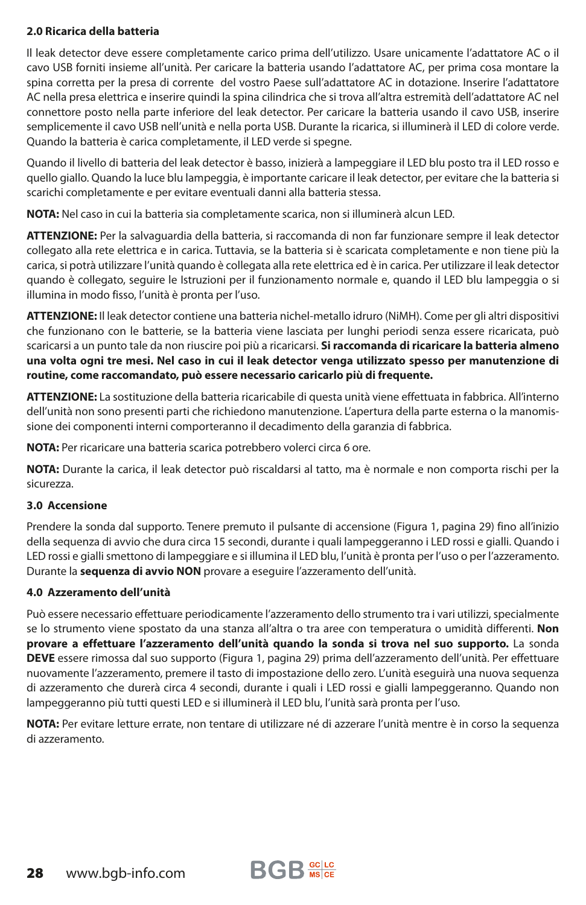## 2.0 Ricarica della batteria

Il leak detector deve essere completamente carico prima dell'utilizzo. Usare unicamente l'adattatore AC o il cavo USB forniti insieme all'unità. Per caricare la batteria usando l'adattatore AC, per prima cosa montare la spina corretta per la presa di corrente del vostro Paese sull'adattatore AC in dotazione. Inserire l'adattatore AC nella presa elettrica e inserire quindi la spina cilindrica che si trova all'altra estremità dell'adattatore AC nel connettore posto nella parte inferiore del leak detector. Per caricare la batteria usando il cavo USB, inserire semplicemente il cavo USB nell'unità e nella porta USB. Durante la ricarica, si illuminerà il LED di colore verde. Quando la batteria è carica completamente, il LED verde si spegne.

Quando il livello di batteria del leak detector è basso, inizierà a lampeggiare il LED blu posto tra il LED rosso e quello giallo. Quando la luce blu lampeggia, è importante caricare il leak detector, per evitare che la batteria si scarichi completamente e per evitare eventuali danni alla batteria stessa.

**NOTA:** Nel caso in cui la batteria sia completamente scarica, non si illuminerà alcun LED.

**ATTENZIONE:** Per la salvaguardia della batteria, si raccomanda di non far funzionare sempre il leak detector collegato alla rete elettrica e in carica. Tuttavia, se la batteria si è scaricata completamente e non tiene più la carica, si potrà utilizzare l'unità quando è collegata alla rete elettrica ed è in carica. Per utilizzare il leak detector quando è collegato, seguire le Istruzioni per il funzionamento normale e, quando il LED blu lampeggia o si illumina in modo fisso, l'unità è pronta per l'uso.

**ATTENZIONE:** Il leak detector contiene una batteria nichel-metallo idruro (NiMH). Come per gli altri dispositivi che funzionano con le batterie, se la batteria viene lasciata per lunghi periodi senza essere ricaricata, può scaricarsi a un punto tale da non riuscire poi più a ricaricarsi. **Si raccomanda di ricaricare la batteria almeno una volta ogni tre mesi. Nel caso in cui il leak detector venga utilizzato spesso per manutenzione di routine, come raccomandato, può essere necessario caricarlo più di frequente.**

**ATTENZIONE:** La sostituzione della batteria ricaricabile di questa unità viene effettuata in fabbrica. All'interno dell'unità non sono presenti parti che richiedono manutenzione. L'apertura della parte esterna o la manomissione dei componenti interni comporteranno il decadimento della garanzia di fabbrica.

**NOTA:** Per ricaricare una batteria scarica potrebbero volerci circa 6 ore.

**NOTA:** Durante la carica, il leak detector può riscaldarsi al tatto, ma è normale e non comporta rischi per la sicurezza.

## 3.0 Accensione

Prendere la sonda dal supporto. Tenere premuto il pulsante di accensione (Figura 1, pagina 29) fino all'inizio della sequenza di avvio che dura circa 15 secondi, durante i quali lampeggeranno i LED rossi e gialli. Quando i LED rossi e gialli smettono di lampeggiare e si illumina il LED blu, l'unità è pronta per l'uso o per l'azzeramento. Durante la **sequenza di avvio NON** provare a eseguire l'azzeramento dell'unità.

## 4.0 Azzeramento dell'unità

Può essere necessario effettuare periodicamente l'azzeramento dello strumento tra i vari utilizzi, specialmente se lo strumento viene spostato da una stanza all'altra o tra aree con temperatura o umidità differenti. **Non provare a effettuare l'azzeramento dell'unità quando la sonda si trova nel suo supporto.** La sonda **DEVE** essere rimossa dal suo supporto (Figura 1, pagina 29) prima dell'azzeramento dell'unità. Per effettuare nuovamente l'azzeramento, premere il tasto di impostazione dello zero. L'unità eseguirà una nuova sequenza di azzeramento che durerà circa 4 secondi, durante i quali i LED rossi e gialli lampeggeranno. Quando non lampeggeranno più tutti questi LED e si illuminerà il LED blu, l'unità sarà pronta per l'uso.

**NOTA:** Per evitare letture errate, non tentare di utilizzare né di azzerare l'unità mentre è in corso la sequenza di azzeramento.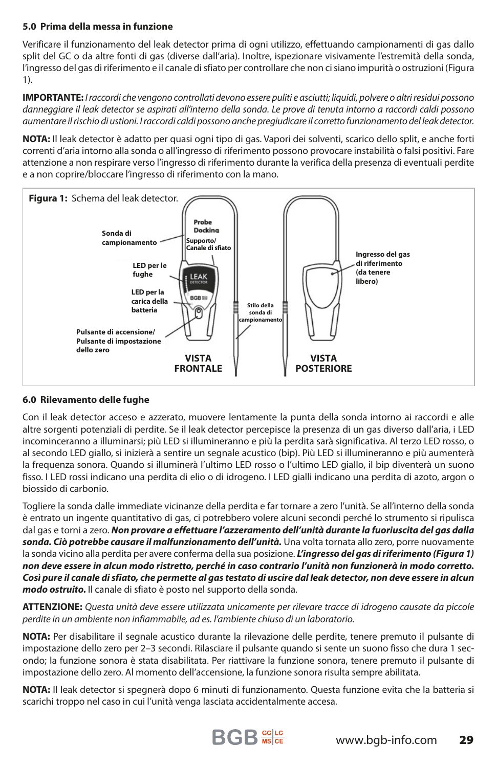## 5.0 Prima della messa in funzione

Verificare il funzionamento del leak detector prima di ogni utilizzo, effettuando campionamenti di gas dallo split del GC o da altre fonti di gas (diverse dall'aria). Inoltre, ispezionare visivamente l'estremità della sonda, l'ingresso del gas di riferimento e il canale di sfiato per controllare che non ci siano impurità o ostruzioni (Figura 1).

**IMPORTANTE:** *I raccordi che vengono controllati devono essere puliti e asciutti; liquidi, polvere o altri residui possono danneggiare il leak detector se aspirati all'interno della sonda. Le prove di tenuta intorno a raccordi caldi possono aumentare il rischio di ustioni. I raccordi caldi possono anche pregiudicare il corretto funzionamento del leak detector.*

**NOTA:** Il leak detector è adatto per quasi ogni tipo di gas. Vapori dei solventi, scarico dello split, e anche forti correnti d'aria intorno alla sonda o all'ingresso di riferimento possono provocare instabilità o falsi positivi. Fare attenzione a non respirare verso l'ingresso di riferimento durante la verifica della presenza di eventuali perdite e a non coprire/bloccare l'ingresso di riferimento con la mano.

**Figura 1:** Schema del leak detector.

Sonda di campionamento; Probe Docking; Supporto/Canale di sfiato; LED per le fughe; LED per la carica della batteria; Pulsante di accensione/Pulsante di impostazione dello zero; Stilo della sonda di campionamento; Ingresso del gas di riferimento (da tenere libero); VISTA FRONTALE; VISTA POSTERIORE

## 6.0 Rilevamento delle fughe

Con il leak detector acceso e azzerato, muovere lentamente la punta della sonda intorno ai raccordi e alle altre sorgenti potenziali di perdite. Se il leak detector percepisce la presenza di un gas diverso dall'aria, i LED incominceranno a illuminarsi; più LED si illumineranno e più la perdita sarà significativa. Al terzo LED rosso, o al secondo LED giallo, si inizierà a sentire un segnale acustico (bip). Più LED si illumineranno e più aumenterà la frequenza sonora. Quando si illuminerà l'ultimo LED rosso o l'ultimo LED giallo, il bip diventerà un suono fisso. I LED rossi indicano una perdita di elio o di idrogeno. I LED gialli indicano una perdita di azoto, argon o biossido di carbonio.

Togliere la sonda dalle immediate vicinanze della perdita e far tornare a zero l'unità. Se all'interno della sonda è entrato un ingente quantitativo di gas, ci potrebbero volere alcuni secondi perché lo strumento si ripulisca dal gas e torni a zero. ***Non provare a effettuare l'azzeramento dell'unità durante la fuoriuscita del gas dalla sonda. Ciò potrebbe causare il malfunzionamento dell'unità.*** Una volta tornata allo zero, porre nuovamente la sonda vicino alla perdita per avere conferma della sua posizione. ***L'ingresso del gas di riferimento (Figura 1) non deve essere in alcun modo ristretto, perché in caso contrario l'unità non funzionerà in modo corretto. Così pure il canale di sfiato, che permette al gas testato di uscire dal leak detector, non deve essere in alcun modo ostruito.*** Il canale di sfiato è posto nel supporto della sonda.

**ATTENZIONE:** *Questa unità deve essere utilizzata unicamente per rilevare tracce di idrogeno causate da piccole perdite in un ambiente non infiammabile, ad es. l'ambiente chiuso di un laboratorio.*

**NOTA:** Per disabilitare il segnale acustico durante la rilevazione delle perdite, tenere premuto il pulsante di impostazione dello zero per 2–3 secondi. Rilasciare il pulsante quando si sente un suono fisso che dura 1 secondo; la funzione sonora è stata disabilitata. Per riattivare la funzione sonora, tenere premuto il pulsante di impostazione dello zero. Al momento dell'accensione, la funzione sonora risulta sempre abilitata.

**NOTA:** Il leak detector si spegnerà dopo 6 minuti di funzionamento. Questa funzione evita che la batteria si scarichi troppo nel caso in cui l'unità venga lasciata accidentalmente accesa.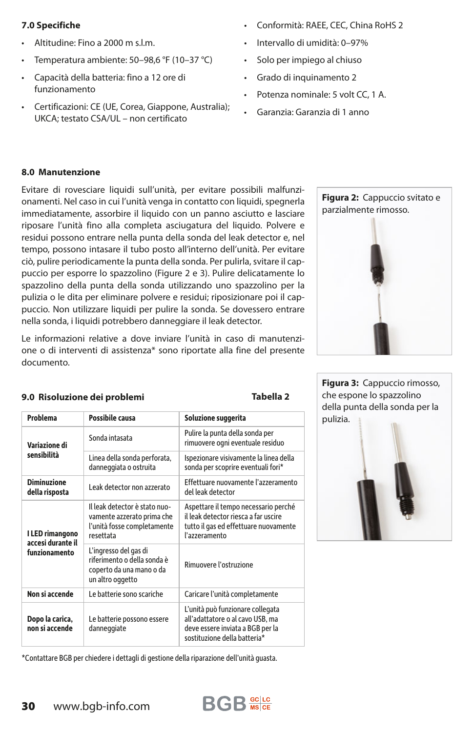## 7.0 Specifiche

- Altitudine: Fino a 2000 m s.l.m.
- Temperatura ambiente: 50–98,6 °F (10–37 °C)
- Capacità della batteria: fino a 12 ore di funzionamento
- Certificazioni: CE (UE, Corea, Giappone, Australia); UKCA; testato CSA/UL – non certificato
- Conformità: RAEE, CEC, China RoHS 2
- Intervallo di umidità: 0–97%
- Solo per impiego al chiuso
- Grado di inquinamento 2
- Potenza nominale: 5 volt CC, 1 A.
- Garanzia: Garanzia di 1 anno

## 8.0 Manutenzione

Evitare di rovesciare liquidi sull'unità, per evitare possibili malfunzionamenti. Nel caso in cui l'unità venga in contatto con liquidi, spegnerla immediatamente, assorbire il liquido con un panno asciutto e lasciare riposare l'unità fino alla completa asciugatura del liquido. Polvere e residui possono entrare nella punta della sonda del leak detector e, nel tempo, possono intasare il tubo posto all'interno dell'unità. Per evitare ciò, pulire periodicamente la punta della sonda. Per pulirla, svitare il cappuccio per esporre lo spazzolino (Figure 2 e 3). Pulire delicatamente lo spazzolino della punta della sonda utilizzando uno spazzolino per la pulizia o le dita per eliminare polvere e residui; riposizionare poi il cappuccio. Non utilizzare liquidi per pulire la sonda. Se dovessero entrare nella sonda, i liquidi potrebbero danneggiare il leak detector.

Le informazioni relative a dove inviare l'unità in caso di manutenzione o di interventi di assistenza* sono riportate alla fine del presente documento.

**Figura 2:** Cappuccio svitato e parzialmente rimosso.

**Figura 3:** Cappuccio rimosso, che espone lo spazzolino della punta della sonda per la pulizia.

## 9.0 Risoluzione dei problemi

**Tabella 2**

| Problema | Possibile causa | Soluzione suggerita |
|---|---|---|
| **Variazione di sensibilità** | Sonda intasata | Pulire la punta della sonda per rimuovere ogni eventuale residuo |
| | Linea della sonda perforata, danneggiata o ostruita | Ispezionare visivamente la linea della sonda per scoprire eventuali fori* |
| **Diminuzione della risposta** | Leak detector non azzerato | Effettuare nuovamente l'azzeramento del leak detector |
| **I LED rimangono accesi durante il funzionamento** | Il leak detector è stato nuovamente azzerato prima che l'unità fosse completamente resettata | Aspettare il tempo necessario perché il leak detector riesca a far uscire tutto il gas ed effettuare nuovamente l'azzeramento |
| | L'ingresso del gas di riferimento o della sonda è coperto da una mano o da un altro oggetto | Rimuovere l'ostruzione |
| **Non si accende** | Le batterie sono scariche | Caricare l'unità completamente |
| **Dopo la carica, non si accende** | Le batterie possono essere danneggiate | L'unità può funzionare collegata all'adattatore o al cavo USB, ma deve essere inviata a BGB per la sostituzione della batteria* |

*Contattare BGB per chiedere i dettagli di gestione della riparazione dell'unità guasta.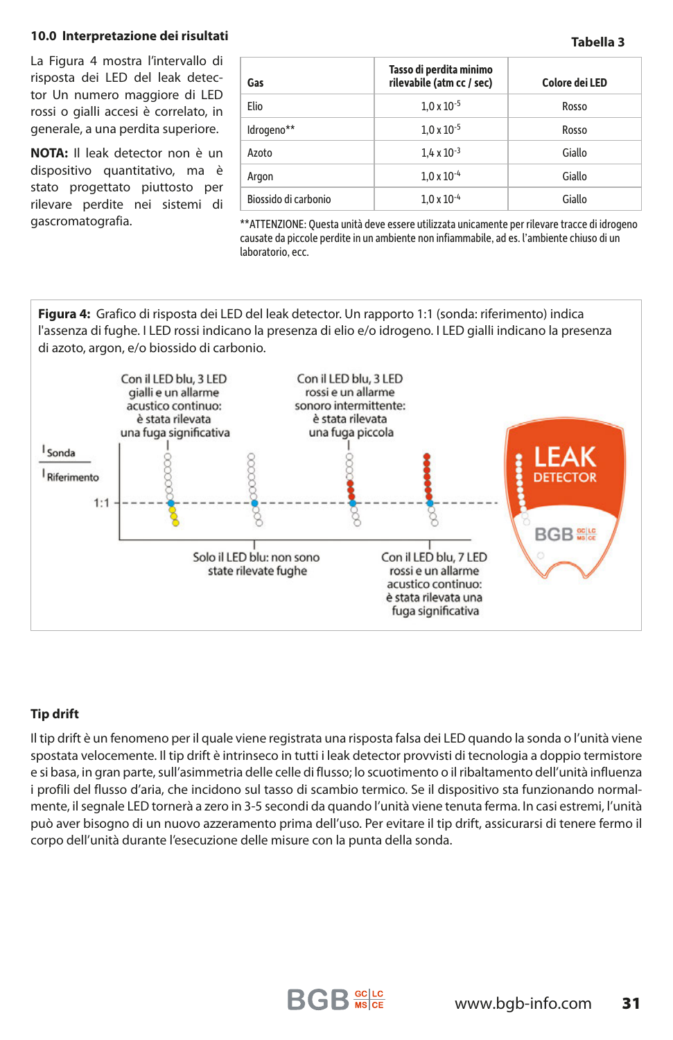## 10.0 Interpretazione dei risultati

La Figura 4 mostra l'intervallo di risposta dei LED del leak detector Un numero maggiore di LED rossi o gialli accesi è correlato, in generale, a una perdita superiore.

**NOTA:** Il leak detector non è un dispositivo quantitativo, ma è stato progettato piuttosto per rilevare perdite nei sistemi di gascromatografia.

**Tabella 3**

| Gas | Tasso di perdita minimo rilevabile (atm cc / sec) | Colore dei LED |
|---|---|---|
| Elio | $1,0 \times 10^{-5}$ | Rosso |
| Idrogeno** | $1,0 \times 10^{-5}$ | Rosso |
| Azoto | $1,4 \times 10^{-3}$ | Giallo |
| Argon | $1,0 \times 10^{-4}$ | Giallo |
| Biossido di carbonio | $1,0 \times 10^{-4}$ | Giallo |

**ATTENZIONE: Questa unità deve essere utilizzata unicamente per rilevare tracce di idrogeno causate da piccole perdite in un ambiente non infiammabile, ad es. l'ambiente chiuso di un laboratorio, ecc.

**Figura 4:** Grafico di risposta dei LED del leak detector. Un rapporto 1:1 (sonda: riferimento) indica l'assenza di fughe. I LED rossi indicano la presenza di elio e/o idrogeno. I LED gialli indicano la presenza di azoto, argon, e/o biossido di carbonio.

$I_{Sonda}$ / $I_{Riferimento}$ — 1:1

- Con il LED blu, 3 LED gialli e un allarme acustico continuo: è stata rilevata una fuga significativa
- Solo il LED blu: non sono state rilevate fughe
- Con il LED blu, 3 LED rossi e un allarme sonoro intermittente: è stata rilevata una fuga piccola
- Con il LED blu, 7 LED rossi e un allarme acustico continuo: è stata rilevata una fuga significativa

LEAK DETECTOR — BGB

## Tip drift

Il tip drift è un fenomeno per il quale viene registrata una risposta falsa dei LED quando la sonda o l'unità viene spostata velocemente. Il tip drift è intrinseco in tutti i leak detector provvisti di tecnologia a doppio termistore e si basa, in gran parte, sull'asimmetria delle celle di flusso; lo scuotimento o il ribaltamento dell'unità influenza i profili del flusso d'aria, che incidono sul tasso di scambio termico. Se il dispositivo sta funzionando normalmente, il segnale LED tornerà a zero in 3-5 secondi da quando l'unità viene tenuta ferma. In casi estremi, l'unità può aver bisogno di un nuovo azzeramento prima dell'uso. Per evitare il tip drift, assicurarsi di tenere fermo il corpo dell'unità durante l'esecuzione delle misure con la punta della sonda.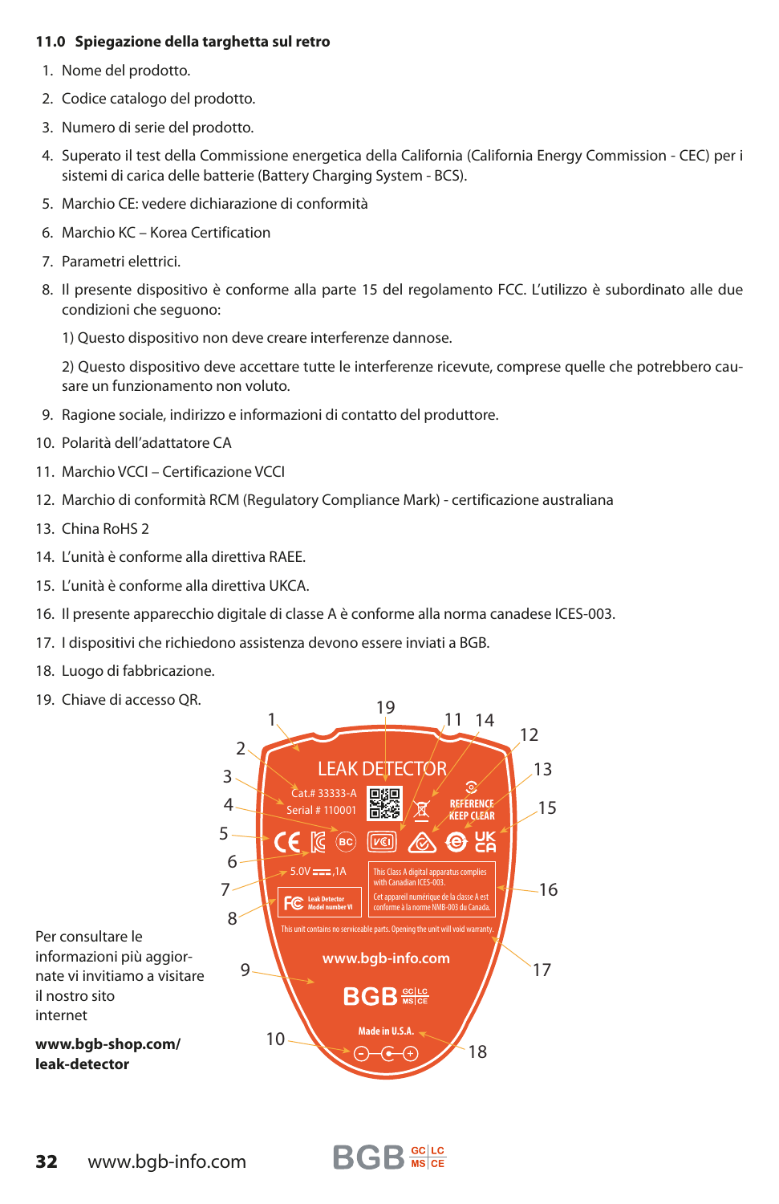### 11.0 Spiegazione della targhetta sul retro

1. Nome del prodotto.
2. Codice catalogo del prodotto.
3. Numero di serie del prodotto.
4. Superato il test della Commissione energetica della California (California Energy Commission - CEC) per i sistemi di carica delle batterie (Battery Charging System - BCS).
5. Marchio CE: vedere dichiarazione di conformità
6. Marchio KC – Korea Certification
7. Parametri elettrici.
8. Il presente dispositivo è conforme alla parte 15 del regolamento FCC. L'utilizzo è subordinato alle due condizioni che seguono:

   1) Questo dispositivo non deve creare interferenze dannose.

   2) Questo dispositivo deve accettare tutte le interferenze ricevute, comprese quelle che potrebbero causare un funzionamento non voluto.
9. Ragione sociale, indirizzo e informazioni di contatto del produttore.
10. Polarità dell'adattatore CA
11. Marchio VCCI – Certificazione VCCI
12. Marchio di conformità RCM (Regulatory Compliance Mark) - certificazione australiana
13. China RoHS 2
14. L'unità è conforme alla direttiva RAEE.
15. L'unità è conforme alla direttiva UKCA.
16. Il presente apparecchio digitale di classe A è conforme alla norma canadese ICES-003.
17. I dispositivi che richiedono assistenza devono essere inviati a BGB.
18. Luogo di fabbricazione.
19. Chiave di accesso QR.

LEAK DETECTOR
Cat.# 33333-A
Serial # 110001
REFERENCE KEEP CLEAR
5.0V ⎓,1A
Leak Detector Model number VI
This Class A digital apparatus complies with Canadian ICES-003.
Cet appareil numérique de la classe A est conforme à la norme NMB-003 du Canada.
This unit contains no serviceable parts. Opening the unit will void warranty.
www.bgb-info.com
BGB GC|LC MS|CE
Made in U.S.A.

Per consultare le informazioni più aggiornate vi invitiamo a visitare il nostro sito internet

**www.bgb-shop.com/leak-detector**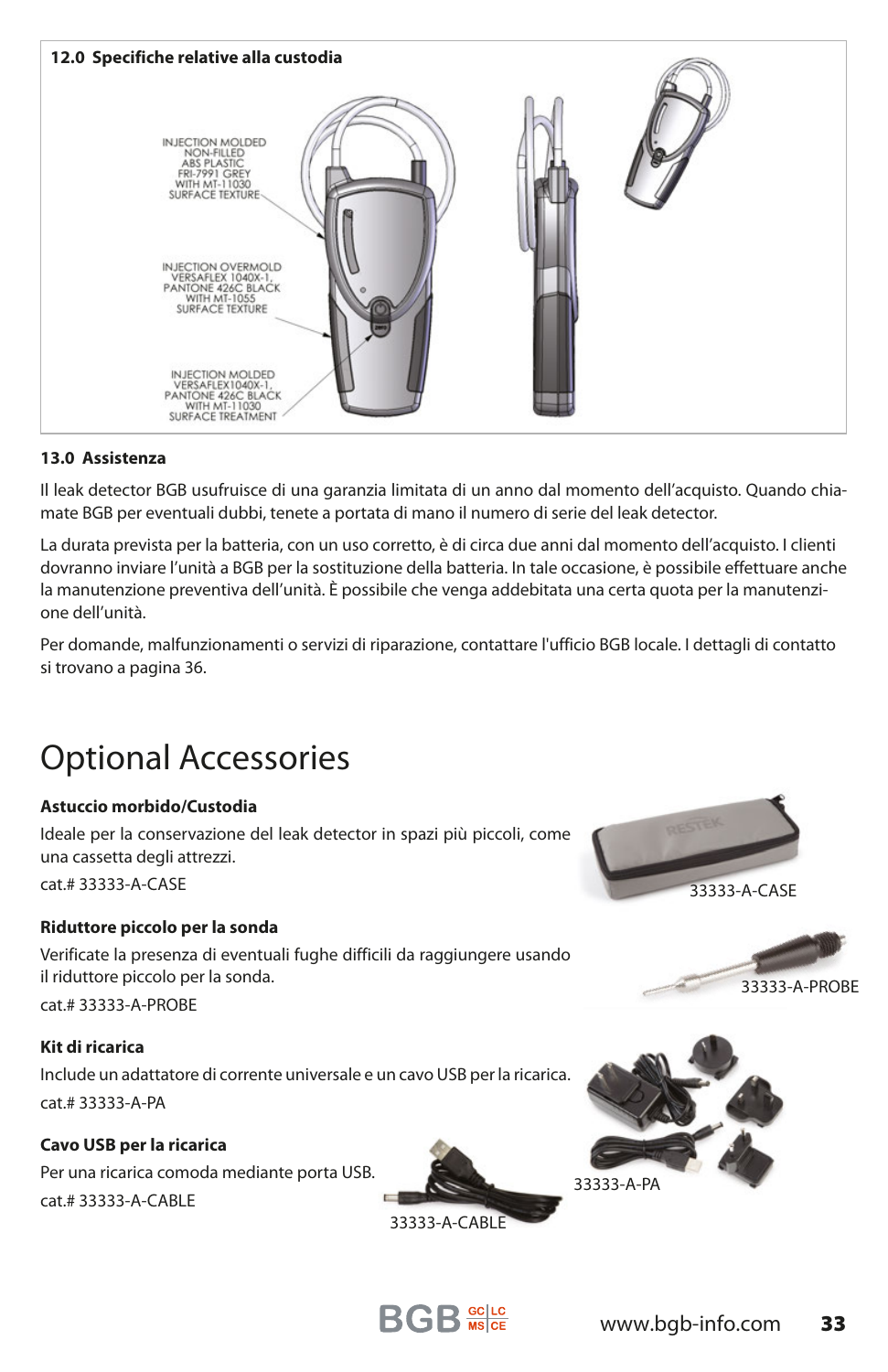### 12.0 Specifiche relative alla custodia

INJECTION MOLDED NON-FILLED ABS PLASTIC FRI-7991 GREY WITH MT-11030 SURFACE TEXTURE

INJECTION OVERMOLD VERSAFLEX 1040X-1, PANTONE 426C BLACK WITH MT-1055 SURFACE TEXTURE

INJECTION MOLDED VERSAFLEX1040X-1, PANTONE 426C BLACK WITH MT-11030 SURFACE TREATMENT

### 13.0 Assistenza

Il leak detector BGB usufruisce di una garanzia limitata di un anno dal momento dell'acquisto. Quando chiamate BGB per eventuali dubbi, tenete a portata di mano il numero di serie del leak detector.

La durata prevista per la batteria, con un uso corretto, è di circa due anni dal momento dell'acquisto. I clienti dovranno inviare l'unità a BGB per la sostituzione della batteria. In tale occasione, è possibile effettuare anche la manutenzione preventiva dell'unità. È possibile che venga addebitata una certa quota per la manutenzione dell'unità.

Per domande, malfunzionamenti o servizi di riparazione, contattare l'ufficio BGB locale. I dettagli di contatto si trovano a pagina 36.

# Optional Accessories

**Astuccio morbido/Custodia**

Ideale per la conservazione del leak detector in spazi più piccoli, come una cassetta degli attrezzi.

cat.# 33333-A-CASE

33333-A-CASE

**Riduttore piccolo per la sonda**

Verificate la presenza di eventuali fughe difficili da raggiungere usando il riduttore piccolo per la sonda.

cat.# 33333-A-PROBE

33333-A-PROBE

**Kit di ricarica**

Include un adattatore di corrente universale e un cavo USB per la ricarica.

cat.# 33333-A-PA

33333-A-PA

**Cavo USB per la ricarica**

Per una ricarica comoda mediante porta USB.

cat.# 33333-A-CABLE

33333-A-CABLE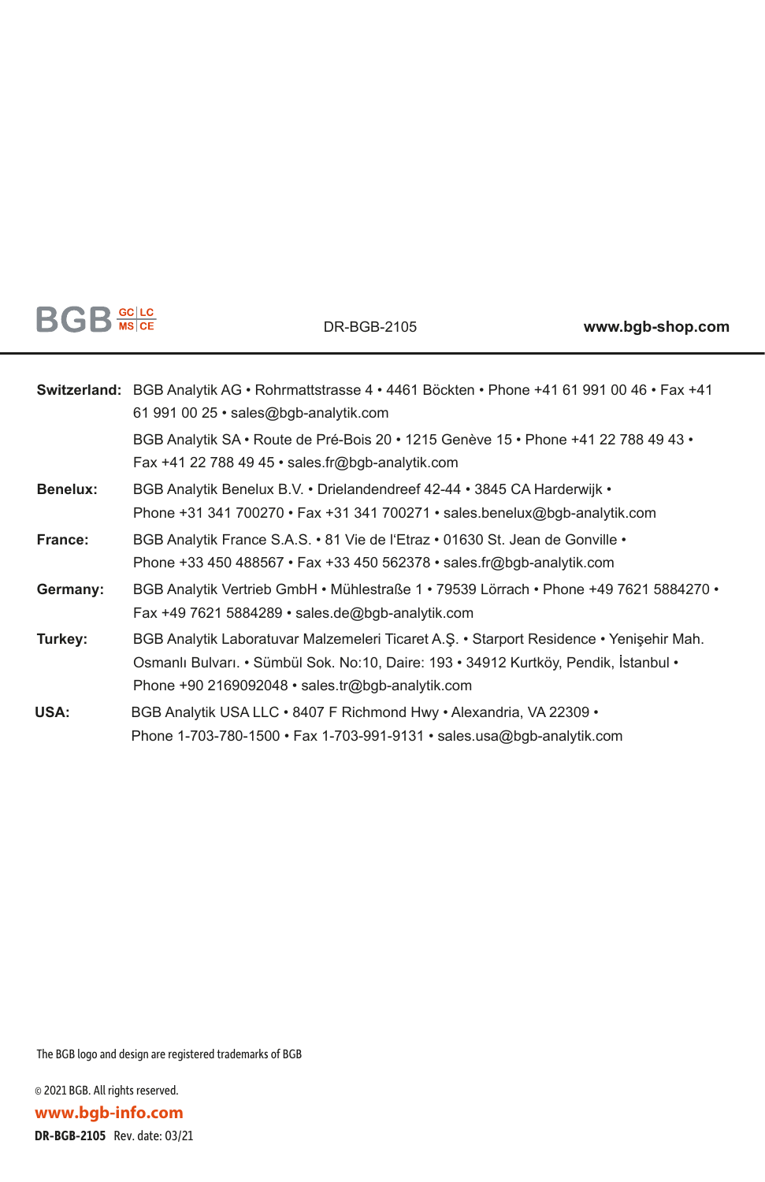BGB GC | LC MS | CE    DR-BGB-2105    **www.bgb-shop.com**

---

**Switzerland:** BGB Analytik AG • Rohrmattstrasse 4 • 4461 Böckten • Phone +41 61 991 00 46 • Fax +41 61 991 00 25 • sales@bgb-analytik.com

BGB Analytik SA • Route de Pré-Bois 20 • 1215 Genève 15 • Phone +41 22 788 49 43 • Fax +41 22 788 49 45 • sales.fr@bgb-analytik.com

**Benelux:** BGB Analytik Benelux B.V. • Drielandendreef 42-44 • 3845 CA Harderwijk • Phone +31 341 700270 • Fax +31 341 700271 • sales.benelux@bgb-analytik.com

**France:** BGB Analytik France S.A.S. • 81 Vie de l'Etraz • 01630 St. Jean de Gonville • Phone +33 450 488567 • Fax +33 450 562378 • sales.fr@bgb-analytik.com

**Germany:** BGB Analytik Vertrieb GmbH • Mühlestraße 1 • 79539 Lörrach • Phone +49 7621 5884270 • Fax +49 7621 5884289 • sales.de@bgb-analytik.com

**Turkey:** BGB Analytik Laboratuvar Malzemeleri Ticaret A.Ş. • Starport Residence • Yenişehir Mah. Osmanlı Bulvarı. • Sümbül Sok. No:10, Daire: 193 • 34912 Kurtköy, Pendik, İstanbul • Phone +90 2169092048 • sales.tr@bgb-analytik.com

**USA:** BGB Analytik USA LLC • 8407 F Richmond Hwy • Alexandria, VA 22309 • Phone 1-703-780-1500 • Fax 1-703-991-9131 • sales.usa@bgb-analytik.com

The BGB logo and design are registered trademarks of BGB

© 2021 BGB. All rights reserved.

**www.bgb-info.com**

**DR-BGB-2105** Rev. date: 03/21